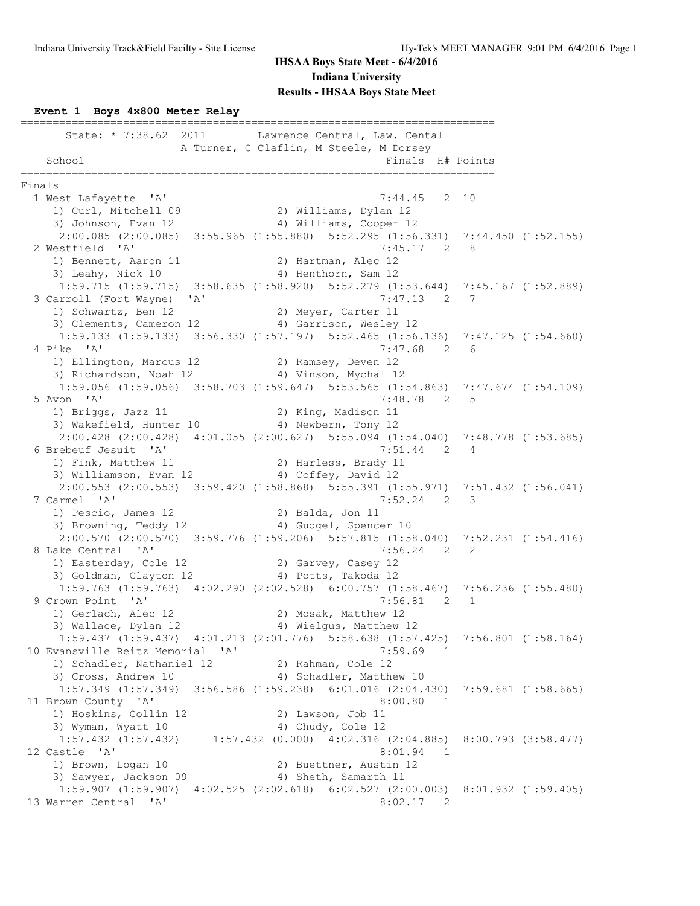**IHSAA Boys State Meet - 6/4/2016**
**Indiana University**
**Results - IHSAA Boys State Meet**

### Event 1 Boys 4x800 Meter Relay

```
=========================================================================
      State: * 7:38.62  2011        Lawrence Central, Law. Cental        
                   A Turner, C Claflin, M Steele, M Dorsey               
    School                                            Finals  H# Points 
=========================================================================
Finals
  1 West Lafayette  'A'                                 7:44.45   2  10   
     1) Curl, Mitchell 09               2) Williams, Dylan 12             
     3) Johnson, Evan 12                4) Williams, Cooper 12            
      2:00.085 (2:00.085)  3:55.965 (1:55.880)  5:52.295 (1:56.331)  7:44.450 (1:52.155)
  2 Westfield  'A'                                      7:45.17   2   8   
     1) Bennett, Aaron 11               2) Hartman, Alec 12               
     3) Leahy, Nick 10                  4) Henthorn, Sam 12               
      1:59.715 (1:59.715)  3:58.635 (1:58.920)  5:52.279 (1:53.644)  7:45.167 (1:52.889)
  3 Carroll (Fort Wayne)  'A'                           7:47.13   2   7   
     1) Schwartz, Ben 12                2) Meyer, Carter 11               
     3) Clements, Cameron 12            4) Garrison, Wesley 12            
      1:59.133 (1:59.133)  3:56.330 (1:57.197)  5:52.465 (1:56.136)  7:47.125 (1:54.660)
  4 Pike  'A'                                           7:47.68   2   6   
     1) Ellington, Marcus 12            2) Ramsey, Deven 12               
     3) Richardson, Noah 12             4) Vinson, Mychal 12              
      1:59.056 (1:59.056)  3:58.703 (1:59.647)  5:53.565 (1:54.863)  7:47.674 (1:54.109)
  5 Avon  'A'                                           7:48.78   2   5   
     1) Briggs, Jazz 11                 2) King, Madison 11               
     3) Wakefield, Hunter 10            4) Newbern, Tony 12               
      2:00.428 (2:00.428)  4:01.055 (2:00.627)  5:55.094 (1:54.040)  7:48.778 (1:53.685)
  6 Brebeuf Jesuit  'A'                                 7:51.44   2   4   
     1) Fink, Matthew 11                2) Harless, Brady 11              
     3) Williamson, Evan 12             4) Coffey, David 12               
      2:00.553 (2:00.553)  3:59.420 (1:58.868)  5:55.391 (1:55.971)  7:51.432 (1:56.041)
  7 Carmel  'A'                                         7:52.24   2   3   
     1) Pescio, James 12                2) Balda, Jon 11                  
     3) Browning, Teddy 12              4) Gudgel, Spencer 10             
      2:00.570 (2:00.570)  3:59.776 (1:59.206)  5:57.815 (1:58.040)  7:52.231 (1:54.416)
  8 Lake Central  'A'                                   7:56.24   2   2   
     1) Easterday, Cole 12              2) Garvey, Casey 12               
     3) Goldman, Clayton 12             4) Potts, Takoda 12               
      1:59.763 (1:59.763)  4:02.290 (2:02.528)  6:00.757 (1:58.467)  7:56.236 (1:55.480)
  9 Crown Point  'A'                                    7:56.81   2   1   
     1) Gerlach, Alec 12                2) Mosak, Matthew 12              
     3) Wallace, Dylan 12               4) Wielgus, Matthew 12            
      1:59.437 (1:59.437)  4:01.213 (2:01.776)  5:58.638 (1:57.425)  7:56.801 (1:58.164)
 10 Evansville Reitz Memorial  'A'                      7:59.69   1       
     1) Schadler, Nathaniel 12          2) Rahman, Cole 12                
     3) Cross, Andrew 10                4) Schadler, Matthew 10           
      1:57.349 (1:57.349)  3:56.586 (1:59.238)  6:01.016 (2:04.430)  7:59.681 (1:58.665)
 11 Brown County  'A'                                   8:00.80   1       
     1) Hoskins, Collin 12              2) Lawson, Job 11                 
     3) Wyman, Wyatt 10                 4) Chudy, Cole 12                 
      1:57.432 (1:57.432)     1:57.432 (0.000)  4:02.316 (2:04.885)  8:00.793 (3:58.477)
 12 Castle  'A'                                         8:01.94   1       
     1) Brown, Logan 10                 2) Buettner, Austin 12            
     3) Sawyer, Jackson 09              4) Sheth, Samarth 11              
      1:59.907 (1:59.907)  4:02.525 (2:02.618)  6:02.527 (2:00.003)  8:01.932 (1:59.405)
 13 Warren Central  'A'                                 8:02.17   2       
```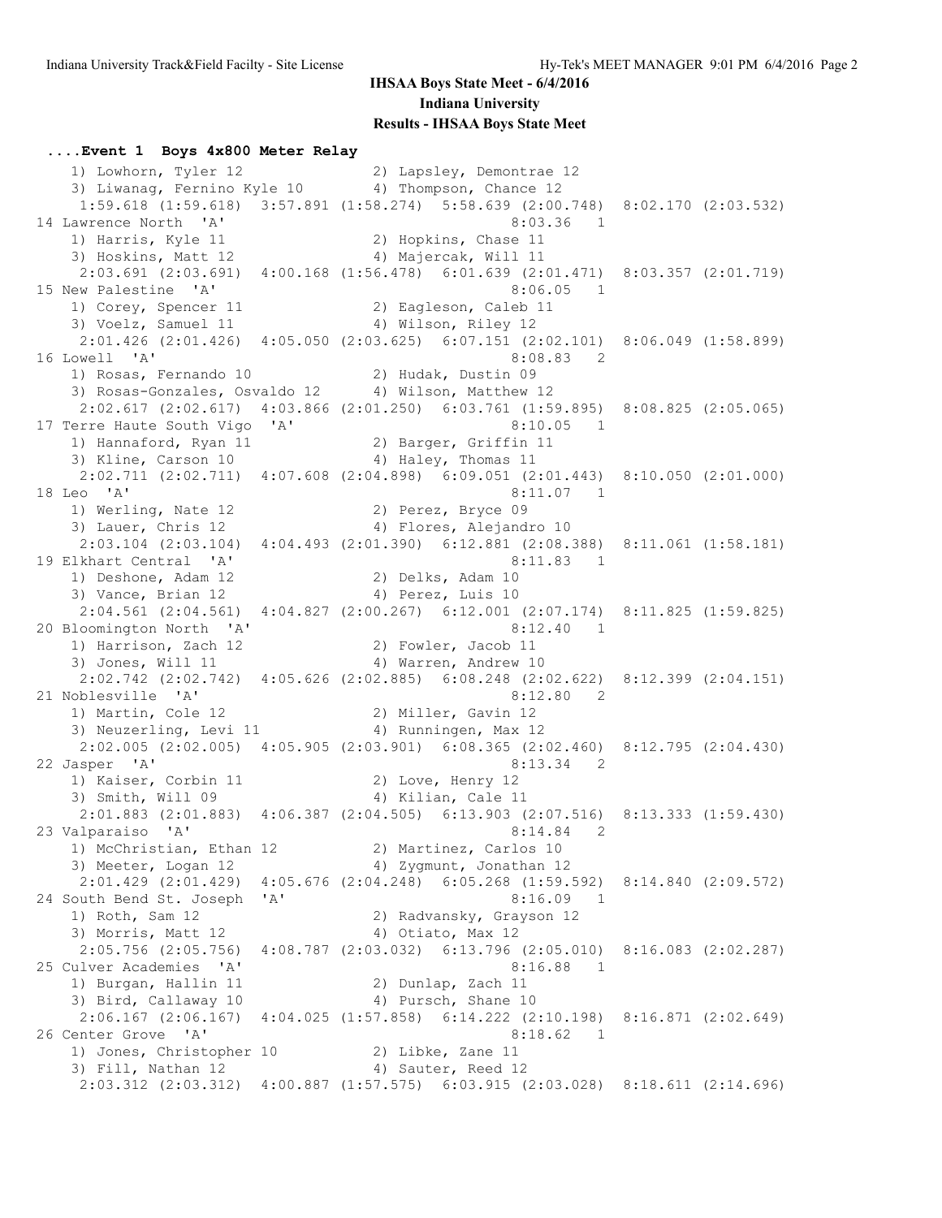**IHSAA Boys State Meet - 6/4/2016**
**Indiana University**
**Results - IHSAA Boys State Meet**

### ....Event 1 Boys 4x800 Meter Relay

```
    1) Lowhorn, Tyler 12             2) Lapsley, Demontrae 12
    3) Liwanag, Fernino Kyle 10      4) Thompson, Chance 12
     1:59.618 (1:59.618)  3:57.891 (1:58.274)  5:58.639 (2:00.748)  8:02.170 (2:03.532)
 14 Lawrence North  'A'                                 8:03.36   1
    1) Harris, Kyle 11               2) Hopkins, Chase 11
    3) Hoskins, Matt 12              4) Majercak, Will 11
     2:03.691 (2:03.691)  4:00.168 (1:56.478)  6:01.639 (2:01.471)  8:03.357 (2:01.719)
 15 New Palestine  'A'                                  8:06.05   1
    1) Corey, Spencer 11             2) Eagleson, Caleb 11
    3) Voelz, Samuel 11              4) Wilson, Riley 12
     2:01.426 (2:01.426)  4:05.050 (2:03.625)  6:07.151 (2:02.101)  8:06.049 (1:58.899)
 16 Lowell  'A'                                         8:08.83   2
    1) Rosas, Fernando 10            2) Hudak, Dustin 09
    3) Rosas-Gonzales, Osvaldo 12    4) Wilson, Matthew 12
     2:02.617 (2:02.617)  4:03.866 (2:01.250)  6:03.761 (1:59.895)  8:08.825 (2:05.065)
 17 Terre Haute South Vigo  'A'                         8:10.05   1
    1) Hannaford, Ryan 11            2) Barger, Griffin 11
    3) Kline, Carson 10              4) Haley, Thomas 11
     2:02.711 (2:02.711)  4:07.608 (2:04.898)  6:09.051 (2:01.443)  8:10.050 (2:01.000)
 18 Leo  'A'                                            8:11.07   1
    1) Werling, Nate 12              2) Perez, Bryce 09
    3) Lauer, Chris 12               4) Flores, Alejandro 10
     2:03.104 (2:03.104)  4:04.493 (2:01.390)  6:12.881 (2:08.388)  8:11.061 (1:58.181)
 19 Elkhart Central  'A'                                8:11.83   1
    1) Deshone, Adam 12              2) Delks, Adam 10
    3) Vance, Brian 12               4) Perez, Luis 10
     2:04.561 (2:04.561)  4:04.827 (2:00.267)  6:12.001 (2:07.174)  8:11.825 (1:59.825)
 20 Bloomington North  'A'                              8:12.40   1
    1) Harrison, Zach 12             2) Fowler, Jacob 11
    3) Jones, Will 11                4) Warren, Andrew 10
     2:02.742 (2:02.742)  4:05.626 (2:02.885)  6:08.248 (2:02.622)  8:12.399 (2:04.151)
 21 Noblesville  'A'                                    8:12.80   2
    1) Martin, Cole 12               2) Miller, Gavin 12
    3) Neuzerling, Levi 11           4) Runningen, Max 12
     2:02.005 (2:02.005)  4:05.905 (2:03.901)  6:08.365 (2:02.460)  8:12.795 (2:04.430)
 22 Jasper  'A'                                         8:13.34   2
    1) Kaiser, Corbin 11             2) Love, Henry 12
    3) Smith, Will 09                4) Kilian, Cale 11
     2:01.883 (2:01.883)  4:06.387 (2:04.505)  6:13.903 (2:07.516)  8:13.333 (1:59.430)
 23 Valparaiso  'A'                                     8:14.84   2
    1) McChristian, Ethan 12         2) Martinez, Carlos 10
    3) Meeter, Logan 12              4) Zygmunt, Jonathan 12
     2:01.429 (2:01.429)  4:05.676 (2:04.248)  6:05.268 (1:59.592)  8:14.840 (2:09.572)
 24 South Bend St. Joseph  'A'                          8:16.09   1
    1) Roth, Sam 12                  2) Radvansky, Grayson 12
    3) Morris, Matt 12               4) Otiato, Max 12
     2:05.756 (2:05.756)  4:08.787 (2:03.032)  6:13.796 (2:05.010)  8:16.083 (2:02.287)
 25 Culver Academies  'A'                               8:16.88   1
    1) Burgan, Hallin 11             2) Dunlap, Zach 11
    3) Bird, Callaway 10             4) Pursch, Shane 10
     2:06.167 (2:06.167)  4:04.025 (1:57.858)  6:14.222 (2:10.198)  8:16.871 (2:02.649)
 26 Center Grove  'A'                                   8:18.62   1
    1) Jones, Christopher 10         2) Libke, Zane 11
    3) Fill, Nathan 12               4) Sauter, Reed 12
     2:03.312 (2:03.312)  4:00.887 (1:57.575)  6:03.915 (2:03.028)  8:18.611 (2:14.696)
```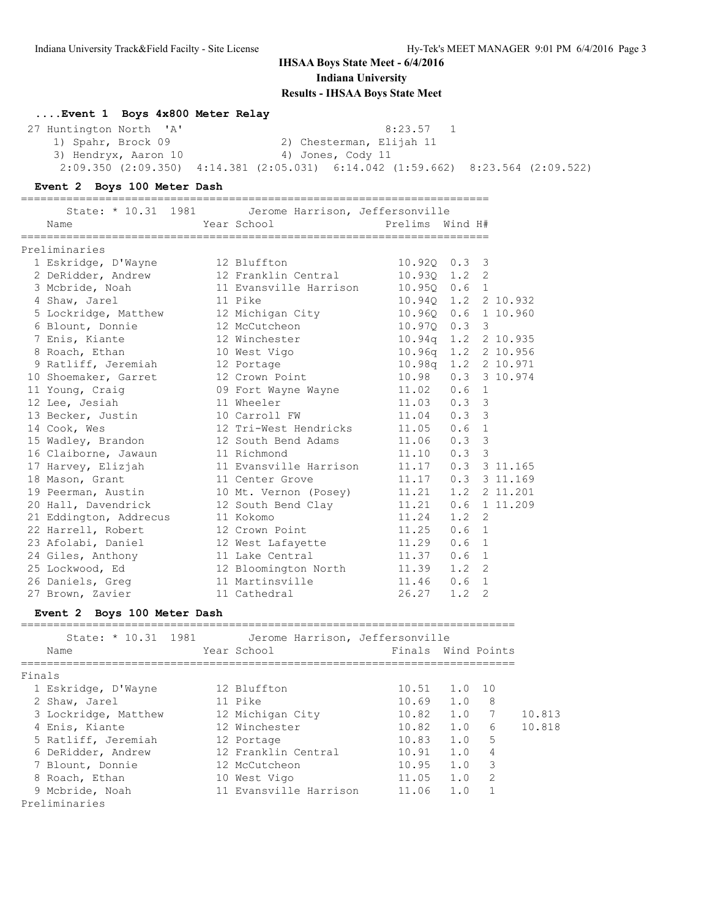# IHSAA Boys State Meet - 6/4/2016
## Indiana University
## Results - IHSAA Boys State Meet

### ....Event 1 Boys 4x800 Meter Relay

| | Team | | Finals | Points |
|---|---|---|---|---|
| 27 | Huntington North 'A' | | 8:23.57 | 1 |

1) Spahr, Brock 09 — 2) Chesterman, Elijah 11
3) Hendryx, Aaron 10 — 4) Jones, Cody 11
2:09.350 (2:09.350) 4:14.381 (2:05.031) 6:14.042 (1:59.662) 8:23.564 (2:09.522)

### Event 2 Boys 100 Meter Dash

State: * 10.31 1981 Jerome Harrison, Jeffersonville

| | Name | Year | School | Prelims | Wind | H# | |
|---|---|---|---|---|---|---|---|
| **Preliminaries** | | | | | | | |
| 1 | Eskridge, D'Wayne | 12 | Bluffton | 10.92Q | 0.3 | 3 | |
| 2 | DeRidder, Andrew | 12 | Franklin Central | 10.93Q | 1.2 | 2 | |
| 3 | Mcbride, Noah | 11 | Evansville Harrison | 10.95Q | 0.6 | 1 | |
| 4 | Shaw, Jarel | 11 | Pike | 10.94Q | 1.2 | 2 | 10.932 |
| 5 | Lockridge, Matthew | 12 | Michigan City | 10.96Q | 0.6 | 1 | 10.960 |
| 6 | Blount, Donnie | 12 | McCutcheon | 10.97Q | 0.3 | 3 | |
| 7 | Enis, Kiante | 12 | Winchester | 10.94q | 1.2 | 2 | 10.935 |
| 8 | Roach, Ethan | 10 | West Vigo | 10.96q | 1.2 | 2 | 10.956 |
| 9 | Ratliff, Jeremiah | 12 | Portage | 10.98q | 1.2 | 2 | 10.971 |
| 10 | Shoemaker, Garret | 12 | Crown Point | 10.98 | 0.3 | 3 | 10.974 |
| 11 | Young, Craig | 09 | Fort Wayne Wayne | 11.02 | 0.6 | 1 | |
| 12 | Lee, Jesiah | 11 | Wheeler | 11.03 | 0.3 | 3 | |
| 13 | Becker, Justin | 10 | Carroll FW | 11.04 | 0.3 | 3 | |
| 14 | Cook, Wes | 12 | Tri-West Hendricks | 11.05 | 0.6 | 1 | |
| 15 | Wadley, Brandon | 12 | South Bend Adams | 11.06 | 0.3 | 3 | |
| 16 | Claiborne, Jawaun | 11 | Richmond | 11.10 | 0.3 | 3 | |
| 17 | Harvey, Elizjah | 11 | Evansville Harrison | 11.17 | 0.3 | 3 | 11.165 |
| 18 | Mason, Grant | 11 | Center Grove | 11.17 | 0.3 | 3 | 11.169 |
| 19 | Peerman, Austin | 10 | Mt. Vernon (Posey) | 11.21 | 1.2 | 2 | 11.201 |
| 20 | Hall, Davendrick | 12 | South Bend Clay | 11.21 | 0.6 | 1 | 11.209 |
| 21 | Eddington, Addrecus | 11 | Kokomo | 11.24 | 1.2 | 2 | |
| 22 | Harrell, Robert | 12 | Crown Point | 11.25 | 0.6 | 1 | |
| 23 | Afolabi, Daniel | 12 | West Lafayette | 11.29 | 0.6 | 1 | |
| 24 | Giles, Anthony | 11 | Lake Central | 11.37 | 0.6 | 1 | |
| 25 | Lockwood, Ed | 12 | Bloomington North | 11.39 | 1.2 | 2 | |
| 26 | Daniels, Greg | 11 | Martinsville | 11.46 | 0.6 | 1 | |
| 27 | Brown, Zavier | 11 | Cathedral | 26.27 | 1.2 | 2 | |

### Event 2 Boys 100 Meter Dash

State: * 10.31 1981 Jerome Harrison, Jeffersonville

| | Name | Year | School | Finals | Wind | Points | |
|---|---|---|---|---|---|---|---|
| **Finals** | | | | | | | |
| 1 | Eskridge, D'Wayne | 12 | Bluffton | 10.51 | 1.0 | 10 | |
| 2 | Shaw, Jarel | 11 | Pike | 10.69 | 1.0 | 8 | |
| 3 | Lockridge, Matthew | 12 | Michigan City | 10.82 | 1.0 | 7 | 10.813 |
| 4 | Enis, Kiante | 12 | Winchester | 10.82 | 1.0 | 6 | 10.818 |
| 5 | Ratliff, Jeremiah | 12 | Portage | 10.83 | 1.0 | 5 | |
| 6 | DeRidder, Andrew | 12 | Franklin Central | 10.91 | 1.0 | 4 | |
| 7 | Blount, Donnie | 12 | McCutcheon | 10.95 | 1.0 | 3 | |
| 8 | Roach, Ethan | 10 | West Vigo | 11.05 | 1.0 | 2 | |
| 9 | Mcbride, Noah | 11 | Evansville Harrison | 11.06 | 1.0 | 1 | |

Preliminaries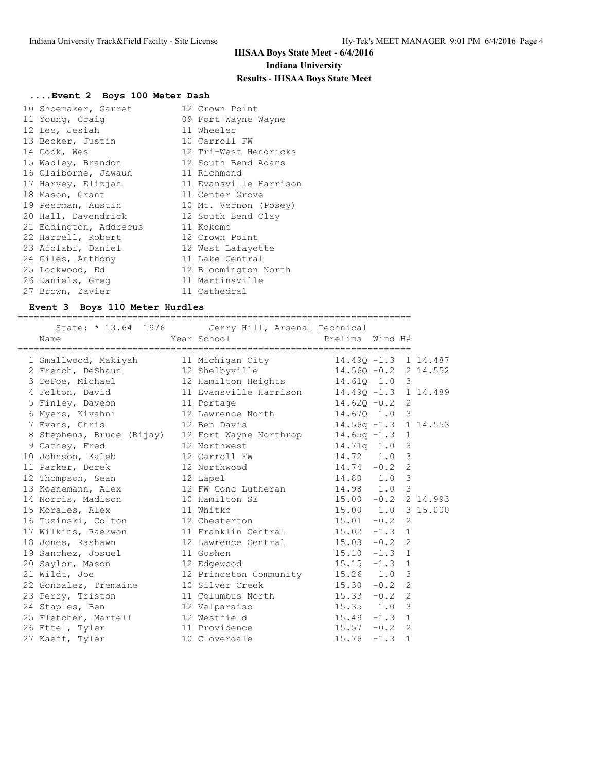**IHSAA Boys State Meet - 6/4/2016**

**Indiana University**

**Results - IHSAA Boys State Meet**

### ....Event 2 Boys 100 Meter Dash

| Place | Name | Year | School |
|---|---|---|---|
| 10 | Shoemaker, Garret | 12 | Crown Point |
| 11 | Young, Craig | 09 | Fort Wayne Wayne |
| 12 | Lee, Jesiah | 11 | Wheeler |
| 13 | Becker, Justin | 10 | Carroll FW |
| 14 | Cook, Wes | 12 | Tri-West Hendricks |
| 15 | Wadley, Brandon | 12 | South Bend Adams |
| 16 | Claiborne, Jawaun | 11 | Richmond |
| 17 | Harvey, Elizjah | 11 | Evansville Harrison |
| 18 | Mason, Grant | 11 | Center Grove |
| 19 | Peerman, Austin | 10 | Mt. Vernon (Posey) |
| 20 | Hall, Davendrick | 12 | South Bend Clay |
| 21 | Eddington, Addrecus | 11 | Kokomo |
| 22 | Harrell, Robert | 12 | Crown Point |
| 23 | Afolabi, Daniel | 12 | West Lafayette |
| 24 | Giles, Anthony | 11 | Lake Central |
| 25 | Lockwood, Ed | 12 | Bloomington North |
| 26 | Daniels, Greg | 11 | Martinsville |
| 27 | Brown, Zavier | 11 | Cathedral |

### Event 3 Boys 110 Meter Hurdles

State: * 13.64 1976 Jerry Hill, Arsenal Technical

| Place | Name | Year | School | Prelims | Wind | H# | |
|---|---|---|---|---|---|---|---|
| 1 | Smallwood, Makiyah | 11 | Michigan City | 14.49Q | -1.3 | 1 | 14.487 |
| 2 | French, DeShaun | 12 | Shelbyville | 14.56Q | -0.2 | 2 | 14.552 |
| 3 | DeFoe, Michael | 12 | Hamilton Heights | 14.61Q | 1.0 | 3 | |
| 4 | Felton, David | 11 | Evansville Harrison | 14.49Q | -1.3 | 1 | 14.489 |
| 5 | Finley, Daveon | 11 | Portage | 14.62Q | -0.2 | 2 | |
| 6 | Myers, Kivahni | 12 | Lawrence North | 14.67Q | 1.0 | 3 | |
| 7 | Evans, Chris | 12 | Ben Davis | 14.56q | -1.3 | 1 | 14.553 |
| 8 | Stephens, Bruce (Bijay) | 12 | Fort Wayne Northrop | 14.65q | -1.3 | 1 | |
| 9 | Cathey, Fred | 12 | Northwest | 14.71q | 1.0 | 3 | |
| 10 | Johnson, Kaleb | 12 | Carroll FW | 14.72 | 1.0 | 3 | |
| 11 | Parker, Derek | 12 | Northwood | 14.74 | -0.2 | 2 | |
| 12 | Thompson, Sean | 12 | Lapel | 14.80 | 1.0 | 3 | |
| 13 | Koenemann, Alex | 12 | FW Conc Lutheran | 14.98 | 1.0 | 3 | |
| 14 | Norris, Madison | 10 | Hamilton SE | 15.00 | -0.2 | 2 | 14.993 |
| 15 | Morales, Alex | 11 | Whitko | 15.00 | 1.0 | 3 | 15.000 |
| 16 | Tuzinski, Colton | 12 | Chesterton | 15.01 | -0.2 | 2 | |
| 17 | Wilkins, Raekwon | 11 | Franklin Central | 15.02 | -1.3 | 1 | |
| 18 | Jones, Rashawn | 12 | Lawrence Central | 15.03 | -0.2 | 2 | |
| 19 | Sanchez, Josuel | 11 | Goshen | 15.10 | -1.3 | 1 | |
| 20 | Saylor, Mason | 12 | Edgewood | 15.15 | -1.3 | 1 | |
| 21 | Wildt, Joe | 12 | Princeton Community | 15.26 | 1.0 | 3 | |
| 22 | Gonzalez, Tremaine | 10 | Silver Creek | 15.30 | -0.2 | 2 | |
| 23 | Perry, Triston | 11 | Columbus North | 15.33 | -0.2 | 2 | |
| 24 | Staples, Ben | 12 | Valparaiso | 15.35 | 1.0 | 3 | |
| 25 | Fletcher, Martell | 12 | Westfield | 15.49 | -1.3 | 1 | |
| 26 | Ettel, Tyler | 11 | Providence | 15.57 | -0.2 | 2 | |
| 27 | Kaeff, Tyler | 10 | Cloverdale | 15.76 | -1.3 | 1 | |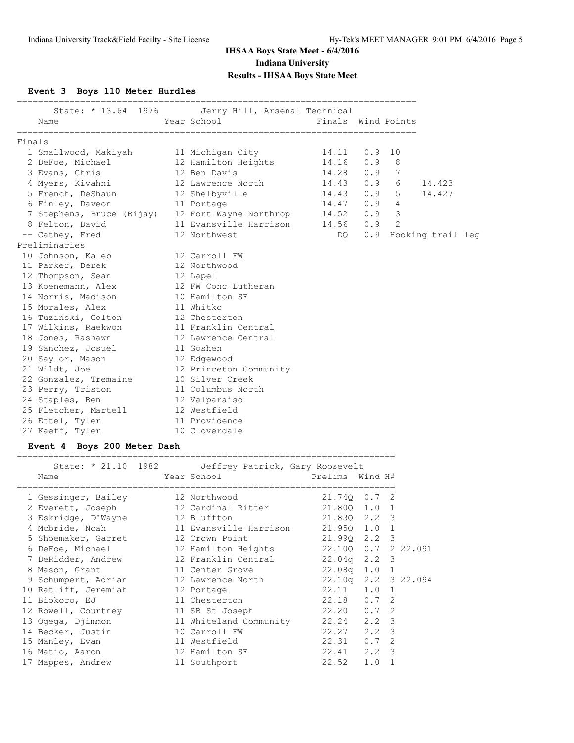# IHSAA Boys State Meet - 6/4/2016

## Indiana University

## Results - IHSAA Boys State Meet

### Event 3 Boys 110 Meter Hurdles

State: * 13.64 1976 Jerry Hill, Arsenal Technical

**Finals**

| Place | Name | Year | School | Finals | Wind | Points | |
|---|---|---|---|---|---|---|---|
| 1 | Smallwood, Makiyah | 11 | Michigan City | 14.11 | 0.9 | 10 | |
| 2 | DeFoe, Michael | 12 | Hamilton Heights | 14.16 | 0.9 | 8 | |
| 3 | Evans, Chris | 12 | Ben Davis | 14.28 | 0.9 | 7 | |
| 4 | Myers, Kivahni | 12 | Lawrence North | 14.43 | 0.9 | 6 | 14.423 |
| 5 | French, DeShaun | 12 | Shelbyville | 14.43 | 0.9 | 5 | 14.427 |
| 6 | Finley, Daveon | 11 | Portage | 14.47 | 0.9 | 4 | |
| 7 | Stephens, Bruce (Bijay) | 12 | Fort Wayne Northrop | 14.52 | 0.9 | 3 | |
| 8 | Felton, David | 11 | Evansville Harrison | 14.56 | 0.9 | 2 | |
| -- | Cathey, Fred | 12 | Northwest | DQ | 0.9 | Hooking trail leg | |

**Preliminaries**

| Place | Name | Year | School |
|---|---|---|---|
| 10 | Johnson, Kaleb | 12 | Carroll FW |
| 11 | Parker, Derek | 12 | Northwood |
| 12 | Thompson, Sean | 12 | Lapel |
| 13 | Koenemann, Alex | 12 | FW Conc Lutheran |
| 14 | Norris, Madison | 10 | Hamilton SE |
| 15 | Morales, Alex | 11 | Whitko |
| 16 | Tuzinski, Colton | 12 | Chesterton |
| 17 | Wilkins, Raekwon | 11 | Franklin Central |
| 18 | Jones, Rashawn | 12 | Lawrence Central |
| 19 | Sanchez, Josuel | 11 | Goshen |
| 20 | Saylor, Mason | 12 | Edgewood |
| 21 | Wildt, Joe | 12 | Princeton Community |
| 22 | Gonzalez, Tremaine | 10 | Silver Creek |
| 23 | Perry, Triston | 11 | Columbus North |
| 24 | Staples, Ben | 12 | Valparaiso |
| 25 | Fletcher, Martell | 12 | Westfield |
| 26 | Ettel, Tyler | 11 | Providence |
| 27 | Kaeff, Tyler | 10 | Cloverdale |

### Event 4 Boys 200 Meter Dash

State: * 21.10 1982 Jeffrey Patrick, Gary Roosevelt

| Place | Name | Year | School | Prelims | Wind | H# | |
|---|---|---|---|---|---|---|---|
| 1 | Gessinger, Bailey | 12 | Northwood | 21.74Q | 0.7 | 2 | |
| 2 | Everett, Joseph | 12 | Cardinal Ritter | 21.80Q | 1.0 | 1 | |
| 3 | Eskridge, D'Wayne | 12 | Bluffton | 21.83Q | 2.2 | 3 | |
| 4 | Mcbride, Noah | 11 | Evansville Harrison | 21.95Q | 1.0 | 1 | |
| 5 | Shoemaker, Garret | 12 | Crown Point | 21.99Q | 2.2 | 3 | |
| 6 | DeFoe, Michael | 12 | Hamilton Heights | 22.10Q | 0.7 | 2 | 22.091 |
| 7 | DeRidder, Andrew | 12 | Franklin Central | 22.04q | 2.2 | 3 | |
| 8 | Mason, Grant | 11 | Center Grove | 22.08q | 1.0 | 1 | |
| 9 | Schumpert, Adrian | 12 | Lawrence North | 22.10q | 2.2 | 3 | 22.094 |
| 10 | Ratliff, Jeremiah | 12 | Portage | 22.11 | 1.0 | 1 | |
| 11 | Biokoro, EJ | 11 | Chesterton | 22.18 | 0.7 | 2 | |
| 12 | Rowell, Courtney | 11 | SB St Joseph | 22.20 | 0.7 | 2 | |
| 13 | Ogega, Djimmon | 11 | Whiteland Community | 22.24 | 2.2 | 3 | |
| 14 | Becker, Justin | 10 | Carroll FW | 22.27 | 2.2 | 3 | |
| 15 | Manley, Evan | 11 | Westfield | 22.31 | 0.7 | 2 | |
| 16 | Matio, Aaron | 12 | Hamilton SE | 22.41 | 2.2 | 3 | |
| 17 | Mappes, Andrew | 11 | Southport | 22.52 | 1.0 | 1 | |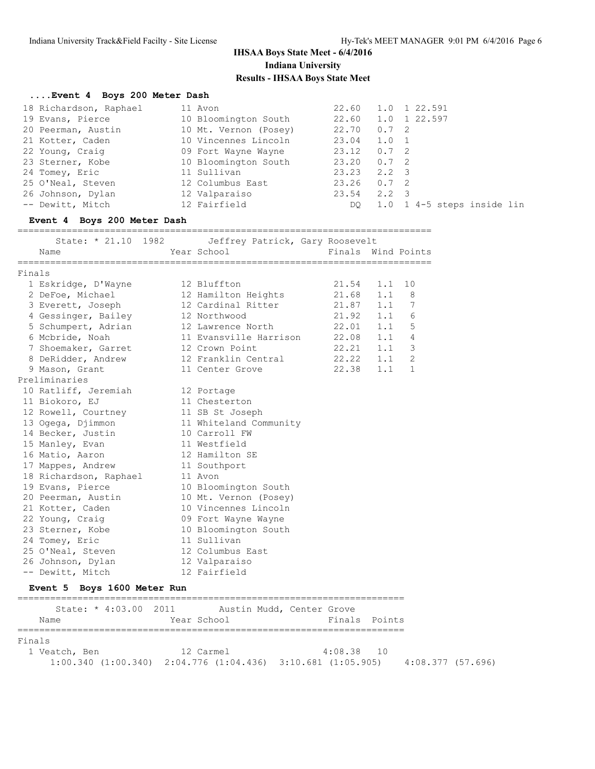# IHSAA Boys State Meet - 6/4/2016
## Indiana University
## Results - IHSAA Boys State Meet

### ....Event 4 Boys 200 Meter Dash

| Place | Name | Year | School | Prelims | Wind | H# | |
|---|---|---|---|---|---|---|---|
| 18 | Richardson, Raphael | 11 | Avon | 22.60 | 1.0 | 1 | 22.591 |
| 19 | Evans, Pierce | 10 | Bloomington South | 22.60 | 1.0 | 1 | 22.597 |
| 20 | Peerman, Austin | 10 | Mt. Vernon (Posey) | 22.70 | 0.7 | 2 | |
| 21 | Kotter, Caden | 10 | Vincennes Lincoln | 23.04 | 1.0 | 1 | |
| 22 | Young, Craig | 09 | Fort Wayne Wayne | 23.12 | 0.7 | 2 | |
| 23 | Sterner, Kobe | 10 | Bloomington South | 23.20 | 0.7 | 2 | |
| 24 | Tomey, Eric | 11 | Sullivan | 23.23 | 2.2 | 3 | |
| 25 | O'Neal, Steven | 12 | Columbus East | 23.26 | 0.7 | 2 | |
| 26 | Johnson, Dylan | 12 | Valparaiso | 23.54 | 2.2 | 3 | |
| -- | Dewitt, Mitch | 12 | Fairfield | DQ | 1.0 | 1 | 4-5 steps inside lin |

### Event 4 Boys 200 Meter Dash

State: * 21.10 1982 Jeffrey Patrick, Gary Roosevelt

**Finals**

| Place | Name | Year | School | Finals | Wind | Points |
|---|---|---|---|---|---|---|
| 1 | Eskridge, D'Wayne | 12 | Bluffton | 21.54 | 1.1 | 10 |
| 2 | DeFoe, Michael | 12 | Hamilton Heights | 21.68 | 1.1 | 8 |
| 3 | Everett, Joseph | 12 | Cardinal Ritter | 21.87 | 1.1 | 7 |
| 4 | Gessinger, Bailey | 12 | Northwood | 21.92 | 1.1 | 6 |
| 5 | Schumpert, Adrian | 12 | Lawrence North | 22.01 | 1.1 | 5 |
| 6 | Mcbride, Noah | 11 | Evansville Harrison | 22.08 | 1.1 | 4 |
| 7 | Shoemaker, Garret | 12 | Crown Point | 22.21 | 1.1 | 3 |
| 8 | DeRidder, Andrew | 12 | Franklin Central | 22.22 | 1.1 | 2 |
| 9 | Mason, Grant | 11 | Center Grove | 22.38 | 1.1 | 1 |

**Preliminaries**

| Place | Name | Year | School |
|---|---|---|---|
| 10 | Ratliff, Jeremiah | 12 | Portage |
| 11 | Biokoro, EJ | 11 | Chesterton |
| 12 | Rowell, Courtney | 11 | SB St Joseph |
| 13 | Ogega, Djimmon | 11 | Whiteland Community |
| 14 | Becker, Justin | 10 | Carroll FW |
| 15 | Manley, Evan | 11 | Westfield |
| 16 | Matio, Aaron | 12 | Hamilton SE |
| 17 | Mappes, Andrew | 11 | Southport |
| 18 | Richardson, Raphael | 11 | Avon |
| 19 | Evans, Pierce | 10 | Bloomington South |
| 20 | Peerman, Austin | 10 | Mt. Vernon (Posey) |
| 21 | Kotter, Caden | 10 | Vincennes Lincoln |
| 22 | Young, Craig | 09 | Fort Wayne Wayne |
| 23 | Sterner, Kobe | 10 | Bloomington South |
| 24 | Tomey, Eric | 11 | Sullivan |
| 25 | O'Neal, Steven | 12 | Columbus East |
| 26 | Johnson, Dylan | 12 | Valparaiso |
| -- | Dewitt, Mitch | 12 | Fairfield |

### Event 5 Boys 1600 Meter Run

State: * 4:03.00 2011 Austin Mudd, Center Grove

**Finals**

| Place | Name | Year | School | Finals | Points |
|---|---|---|---|---|---|
| 1 | Veatch, Ben | 12 | Carmel | 4:08.38 | 10 |

1:00.340 (1:00.340) 2:04.776 (1:04.436) 3:10.681 (1:05.905) 4:08.377 (57.696)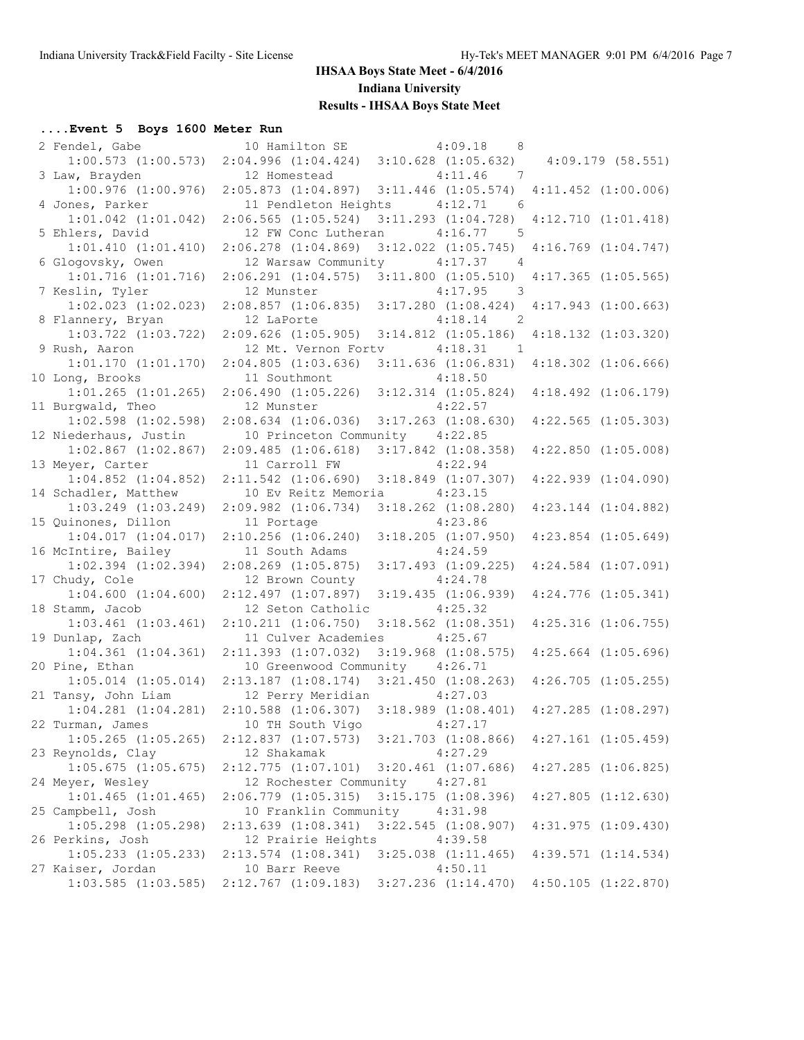# IHSAA Boys State Meet - 6/4/2016

## Indiana University

## Results - IHSAA Boys State Meet

### ....Event 5 Boys 1600 Meter Run

```
 2 Fendel, Gabe             10 Hamilton SE            4:09.18    8
     1:00.573 (1:00.573)  2:04.996 (1:04.424)  3:10.628 (1:05.632)   4:09.179 (58.551)
 3 Law, Brayden             12 Homestead              4:11.46    7
     1:00.976 (1:00.976)  2:05.873 (1:04.897)  3:11.446 (1:05.574)  4:11.452 (1:00.006)
 4 Jones, Parker            11 Pendleton Heights      4:12.71    6
     1:01.042 (1:01.042)  2:06.565 (1:05.524)  3:11.293 (1:04.728)  4:12.710 (1:01.418)
 5 Ehlers, David            12 FW Conc Lutheran       4:16.77    5
     1:01.410 (1:01.410)  2:06.278 (1:04.869)  3:12.022 (1:05.745)  4:16.769 (1:04.747)
 6 Glogovsky, Owen          12 Warsaw Community       4:17.37    4
     1:01.716 (1:01.716)  2:06.291 (1:04.575)  3:11.800 (1:05.510)  4:17.365 (1:05.565)
 7 Keslin, Tyler            12 Munster                4:17.95    3
     1:02.023 (1:02.023)  2:08.857 (1:06.835)  3:17.280 (1:08.424)  4:17.943 (1:00.663)
 8 Flannery, Bryan          12 LaPorte                4:18.14    2
     1:03.722 (1:03.722)  2:09.626 (1:05.905)  3:14.812 (1:05.186)  4:18.132 (1:03.320)
 9 Rush, Aaron              12 Mt. Vernon Fortv       4:18.31    1
     1:01.170 (1:01.170)  2:04.805 (1:03.636)  3:11.636 (1:06.831)  4:18.302 (1:06.666)
10 Long, Brooks             11 Southmont              4:18.50
     1:01.265 (1:01.265)  2:06.490 (1:05.226)  3:12.314 (1:05.824)  4:18.492 (1:06.179)
11 Burgwald, Theo           12 Munster                4:22.57
     1:02.598 (1:02.598)  2:08.634 (1:06.036)  3:17.263 (1:08.630)  4:22.565 (1:05.303)
12 Niederhaus, Justin       10 Princeton Community    4:22.85
     1:02.867 (1:02.867)  2:09.485 (1:06.618)  3:17.842 (1:08.358)  4:22.850 (1:05.008)
13 Meyer, Carter            11 Carroll FW             4:22.94
     1:04.852 (1:04.852)  2:11.542 (1:06.690)  3:18.849 (1:07.307)  4:22.939 (1:04.090)
14 Schadler, Matthew        10 Ev Reitz Memoria       4:23.15
     1:03.249 (1:03.249)  2:09.982 (1:06.734)  3:18.262 (1:08.280)  4:23.144 (1:04.882)
15 Quinones, Dillon         11 Portage                4:23.86
     1:04.017 (1:04.017)  2:10.256 (1:06.240)  3:18.205 (1:07.950)  4:23.854 (1:05.649)
16 McIntire, Bailey         11 South Adams            4:24.59
     1:02.394 (1:02.394)  2:08.269 (1:05.875)  3:17.493 (1:09.225)  4:24.584 (1:07.091)
17 Chudy, Cole              12 Brown County           4:24.78
     1:04.600 (1:04.600)  2:12.497 (1:07.897)  3:19.435 (1:06.939)  4:24.776 (1:05.341)
18 Stamm, Jacob             12 Seton Catholic         4:25.32
     1:03.461 (1:03.461)  2:10.211 (1:06.750)  3:18.562 (1:08.351)  4:25.316 (1:06.755)
19 Dunlap, Zach             11 Culver Academies       4:25.67
     1:04.361 (1:04.361)  2:11.393 (1:07.032)  3:19.968 (1:08.575)  4:25.664 (1:05.696)
20 Pine, Ethan              10 Greenwood Community    4:26.71
     1:05.014 (1:05.014)  2:13.187 (1:08.174)  3:21.450 (1:08.263)  4:26.705 (1:05.255)
21 Tansy, John Liam         12 Perry Meridian         4:27.03
     1:04.281 (1:04.281)  2:10.588 (1:06.307)  3:18.989 (1:08.401)  4:27.285 (1:08.297)
22 Turman, James            10 TH South Vigo          4:27.17
     1:05.265 (1:05.265)  2:12.837 (1:07.573)  3:21.703 (1:08.866)  4:27.161 (1:05.459)
23 Reynolds, Clay           12 Shakamak               4:27.29
     1:05.675 (1:05.675)  2:12.775 (1:07.101)  3:20.461 (1:07.686)  4:27.285 (1:06.825)
24 Meyer, Wesley            12 Rochester Community    4:27.81
     1:01.465 (1:01.465)  2:06.779 (1:05.315)  3:15.175 (1:08.396)  4:27.805 (1:12.630)
25 Campbell, Josh           10 Franklin Community     4:31.98
     1:05.298 (1:05.298)  2:13.639 (1:08.341)  3:22.545 (1:08.907)  4:31.975 (1:09.430)
26 Perkins, Josh            12 Prairie Heights        4:39.58
     1:05.233 (1:05.233)  2:13.574 (1:08.341)  3:25.038 (1:11.465)  4:39.571 (1:14.534)
27 Kaiser, Jordan           10 Barr Reeve             4:50.11
     1:03.585 (1:03.585)  2:12.767 (1:09.183)  3:27.236 (1:14.470)  4:50.105 (1:22.870)
```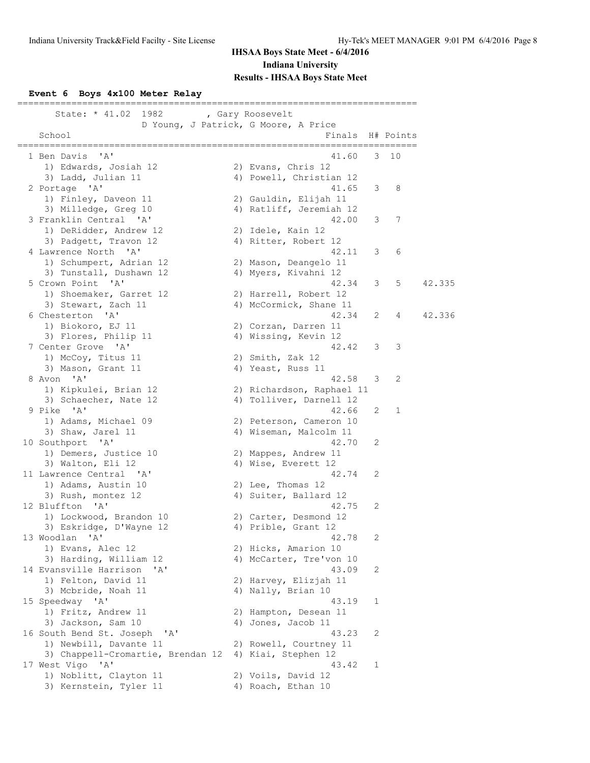**IHSAA Boys State Meet - 6/4/2016**
**Indiana University**
**Results - IHSAA Boys State Meet**

### Event 6 Boys 4x100 Meter Relay

State: * 41.02 1982 , Gary Roosevelt
D Young, J Patrick, G Moore, A Price

| Place | School | Finals | H# | Points | |
|---|---|---|---|---|---|
| 1 | Ben Davis 'A' | 41.60 | 3 | 10 | |
| | 1) Edwards, Josiah 12; 2) Evans, Chris 12; 3) Ladd, Julian 11; 4) Powell, Christian 12 | | | | |
| 2 | Portage 'A' | 41.65 | 3 | 8 | |
| | 1) Finley, Daveon 11; 2) Gauldin, Elijah 11; 3) Milledge, Greg 10; 4) Ratliff, Jeremiah 12 | | | | |
| 3 | Franklin Central 'A' | 42.00 | 3 | 7 | |
| | 1) DeRidder, Andrew 12; 2) Idele, Kain 12; 3) Padgett, Travon 12; 4) Ritter, Robert 12 | | | | |
| 4 | Lawrence North 'A' | 42.11 | 3 | 6 | |
| | 1) Schumpert, Adrian 12; 2) Mason, Deangelo 11; 3) Tunstall, Dushawn 12; 4) Myers, Kivahni 12 | | | | |
| 5 | Crown Point 'A' | 42.34 | 3 | 5 | 42.335 |
| | 1) Shoemaker, Garret 12; 2) Harrell, Robert 12; 3) Stewart, Zach 11; 4) McCormick, Shane 11 | | | | |
| 6 | Chesterton 'A' | 42.34 | 2 | 4 | 42.336 |
| | 1) Biokoro, EJ 11; 2) Corzan, Darren 11; 3) Flores, Philip 11; 4) Wissing, Kevin 12 | | | | |
| 7 | Center Grove 'A' | 42.42 | 3 | 3 | |
| | 1) McCoy, Titus 11; 2) Smith, Zak 12; 3) Mason, Grant 11; 4) Yeast, Russ 11 | | | | |
| 8 | Avon 'A' | 42.58 | 3 | 2 | |
| | 1) Kipkulei, Brian 12; 2) Richardson, Raphael 11; 3) Schaecher, Nate 12; 4) Tolliver, Darnell 12 | | | | |
| 9 | Pike 'A' | 42.66 | 2 | 1 | |
| | 1) Adams, Michael 09; 2) Peterson, Cameron 10; 3) Shaw, Jarel 11; 4) Wiseman, Malcolm 11 | | | | |
| 10 | Southport 'A' | 42.70 | 2 | | |
| | 1) Demers, Justice 10; 2) Mappes, Andrew 11; 3) Walton, Eli 12; 4) Wise, Everett 12 | | | | |
| 11 | Lawrence Central 'A' | 42.74 | 2 | | |
| | 1) Adams, Austin 10; 2) Lee, Thomas 12; 3) Rush, montez 12; 4) Suiter, Ballard 12 | | | | |
| 12 | Bluffton 'A' | 42.75 | 2 | | |
| | 1) Lockwood, Brandon 10; 2) Carter, Desmond 12; 3) Eskridge, D'Wayne 12; 4) Prible, Grant 12 | | | | |
| 13 | Woodlan 'A' | 42.78 | 2 | | |
| | 1) Evans, Alec 12; 2) Hicks, Amarion 10; 3) Harding, William 12; 4) McCarter, Tre'von 10 | | | | |
| 14 | Evansville Harrison 'A' | 43.09 | 2 | | |
| | 1) Felton, David 11; 2) Harvey, Elizjah 11; 3) Mcbride, Noah 11; 4) Nally, Brian 10 | | | | |
| 15 | Speedway 'A' | 43.19 | 1 | | |
| | 1) Fritz, Andrew 11; 2) Hampton, Desean 11; 3) Jackson, Sam 10; 4) Jones, Jacob 11 | | | | |
| 16 | South Bend St. Joseph 'A' | 43.23 | 2 | | |
| | 1) Newbill, Davante 11; 2) Rowell, Courtney 11; 3) Chappell-Cromartie, Brendan 12; 4) Kiai, Stephen 12 | | | | |
| 17 | West Vigo 'A' | 43.42 | 1 | | |
| | 1) Noblitt, Clayton 11; 2) Voils, David 12; 3) Kernstein, Tyler 11; 4) Roach, Ethan 10 | | | | |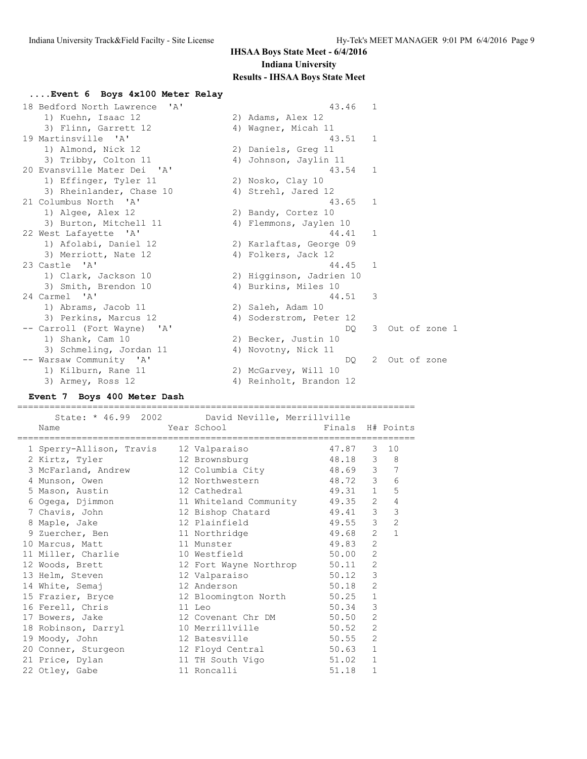## IHSAA Boys State Meet - 6/4/2016

**Indiana University**

**Results - IHSAA Boys State Meet**

### ....Event 6 Boys 4x100 Meter Relay

| Place | Team | Finals | H# | Notes |
|---|---|---|---|---|
| 18 | Bedford North Lawrence 'A' | 43.46 | 1 | |
| | 1) Kuehn, Isaac 12; 2) Adams, Alex 12; 3) Flinn, Garrett 12; 4) Wagner, Micah 11 | | | |
| 19 | Martinsville 'A' | 43.51 | 1 | |
| | 1) Almond, Nick 12; 2) Daniels, Greg 11; 3) Tribby, Colton 11; 4) Johnson, Jaylin 11 | | | |
| 20 | Evansville Mater Dei 'A' | 43.54 | 1 | |
| | 1) Effinger, Tyler 11; 2) Nosko, Clay 10; 3) Rheinlander, Chase 10; 4) Strehl, Jared 12 | | | |
| 21 | Columbus North 'A' | 43.65 | 1 | |
| | 1) Algee, Alex 12; 2) Bandy, Cortez 10; 3) Burton, Mitchell 11; 4) Flemmons, Jaylen 10 | | | |
| 22 | West Lafayette 'A' | 44.41 | 1 | |
| | 1) Afolabi, Daniel 12; 2) Karlaftas, George 09; 3) Merriott, Nate 12; 4) Folkers, Jack 12 | | | |
| 23 | Castle 'A' | 44.45 | 1 | |
| | 1) Clark, Jackson 10; 2) Higginson, Jadrien 10; 3) Smith, Brendon 10; 4) Burkins, Miles 10 | | | |
| 24 | Carmel 'A' | 44.51 | 3 | |
| | 1) Abrams, Jacob 11; 2) Saleh, Adam 10; 3) Perkins, Marcus 12; 4) Soderstrom, Peter 12 | | | |
| -- | Carroll (Fort Wayne) 'A' | DQ | 3 | Out of zone 1 |
| | 1) Shank, Cam 10; 2) Becker, Justin 10; 3) Schmeling, Jordan 11; 4) Novotny, Nick 11 | | | |
| -- | Warsaw Community 'A' | DQ | 2 | Out of zone |
| | 1) Kilburn, Rane 11; 2) McGarvey, Will 10; 3) Armey, Ross 12; 4) Reinholt, Brandon 12 | | | |

### Event 7 Boys 400 Meter Dash

State: * 46.99 2002 David Neville, Merrillville

| Place | Name | Year | School | Finals | H# | Points |
|---|---|---|---|---|---|---|
| 1 | Sperry-Allison, Travis | 12 | Valparaiso | 47.87 | 3 | 10 |
| 2 | Kirtz, Tyler | 12 | Brownsburg | 48.18 | 3 | 8 |
| 3 | McFarland, Andrew | 12 | Columbia City | 48.69 | 3 | 7 |
| 4 | Munson, Owen | 12 | Northwestern | 48.72 | 3 | 6 |
| 5 | Mason, Austin | 12 | Cathedral | 49.31 | 1 | 5 |
| 6 | Ogega, Djimmon | 11 | Whiteland Community | 49.35 | 2 | 4 |
| 7 | Chavis, John | 12 | Bishop Chatard | 49.41 | 3 | 3 |
| 8 | Maple, Jake | 12 | Plainfield | 49.55 | 3 | 2 |
| 9 | Zuercher, Ben | 11 | Northridge | 49.68 | 2 | 1 |
| 10 | Marcus, Matt | 11 | Munster | 49.83 | 2 | |
| 11 | Miller, Charlie | 10 | Westfield | 50.00 | 2 | |
| 12 | Woods, Brett | 12 | Fort Wayne Northrop | 50.11 | 2 | |
| 13 | Helm, Steven | 12 | Valparaiso | 50.12 | 3 | |
| 14 | White, Semaj | 12 | Anderson | 50.18 | 2 | |
| 15 | Frazier, Bryce | 12 | Bloomington North | 50.25 | 1 | |
| 16 | Ferell, Chris | 11 | Leo | 50.34 | 3 | |
| 17 | Bowers, Jake | 12 | Covenant Chr DM | 50.50 | 2 | |
| 18 | Robinson, Darryl | 10 | Merrillville | 50.52 | 2 | |
| 19 | Moody, John | 12 | Batesville | 50.55 | 2 | |
| 20 | Conner, Sturgeon | 12 | Floyd Central | 50.63 | 1 | |
| 21 | Price, Dylan | 11 | TH South Vigo | 51.02 | 1 | |
| 22 | Otley, Gabe | 11 | Roncalli | 51.18 | 1 | |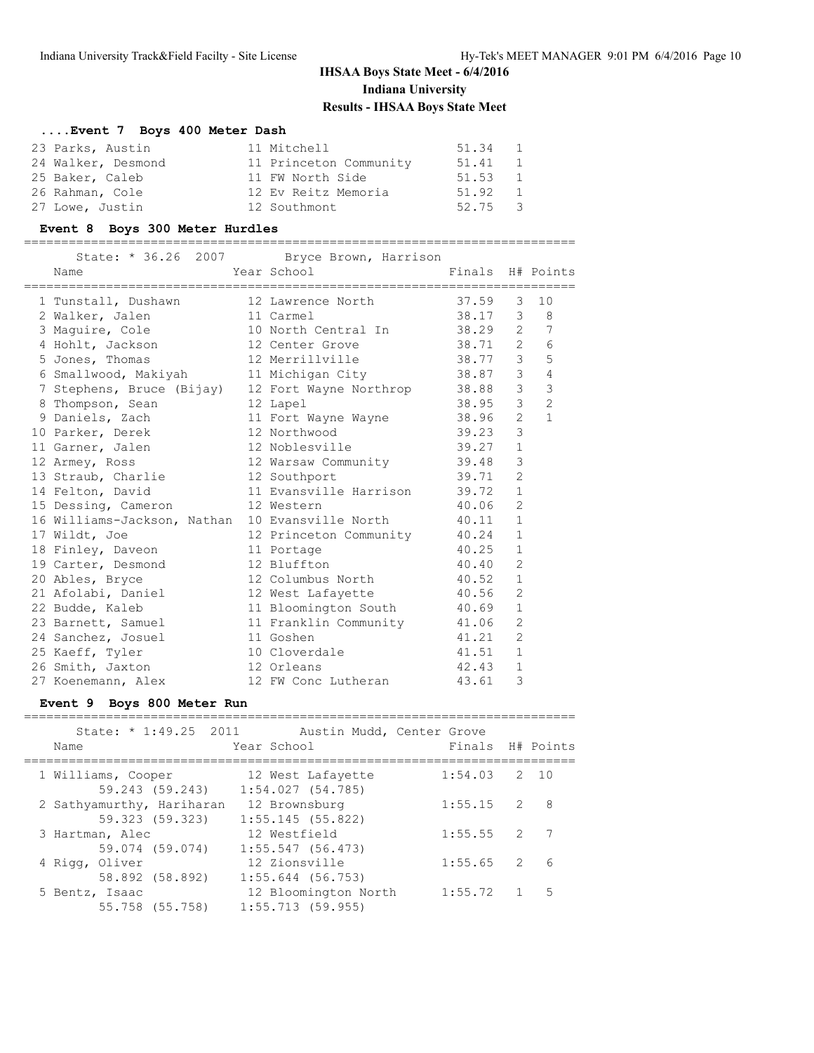# IHSAA Boys State Meet - 6/4/2016

## Indiana University

## Results - IHSAA Boys State Meet

### ....Event 7 Boys 400 Meter Dash

| Place | Name | Year | School | Finals | H# |
|---|---|---|---|---|---|
| 23 | Parks, Austin | 11 | Mitchell | 51.34 | 1 |
| 24 | Walker, Desmond | 11 | Princeton Community | 51.41 | 1 |
| 25 | Baker, Caleb | 11 | FW North Side | 51.53 | 1 |
| 26 | Rahman, Cole | 12 | Ev Reitz Memoria | 51.92 | 1 |
| 27 | Lowe, Justin | 12 | Southmont | 52.75 | 3 |

### Event 8 Boys 300 Meter Hurdles

State: * 36.26 2007 Bryce Brown, Harrison

| Place | Name | Year | School | Finals | H# | Points |
|---|---|---|---|---|---|---|
| 1 | Tunstall, Dushawn | 12 | Lawrence North | 37.59 | 3 | 10 |
| 2 | Walker, Jalen | 11 | Carmel | 38.17 | 3 | 8 |
| 3 | Maguire, Cole | 10 | North Central In | 38.29 | 2 | 7 |
| 4 | Hohlt, Jackson | 12 | Center Grove | 38.71 | 2 | 6 |
| 5 | Jones, Thomas | 12 | Merrillville | 38.77 | 3 | 5 |
| 6 | Smallwood, Makiyah | 11 | Michigan City | 38.87 | 3 | 4 |
| 7 | Stephens, Bruce (Bijay) | 12 | Fort Wayne Northrop | 38.88 | 3 | 3 |
| 8 | Thompson, Sean | 12 | Lapel | 38.95 | 3 | 2 |
| 9 | Daniels, Zach | 11 | Fort Wayne Wayne | 38.96 | 2 | 1 |
| 10 | Parker, Derek | 12 | Northwood | 39.23 | 3 | |
| 11 | Garner, Jalen | 12 | Noblesville | 39.27 | 1 | |
| 12 | Armey, Ross | 12 | Warsaw Community | 39.48 | 3 | |
| 13 | Straub, Charlie | 12 | Southport | 39.71 | 2 | |
| 14 | Felton, David | 11 | Evansville Harrison | 39.72 | 1 | |
| 15 | Dessing, Cameron | 12 | Western | 40.06 | 2 | |
| 16 | Williams-Jackson, Nathan | 10 | Evansville North | 40.11 | 1 | |
| 17 | Wildt, Joe | 12 | Princeton Community | 40.24 | 1 | |
| 18 | Finley, Daveon | 11 | Portage | 40.25 | 1 | |
| 19 | Carter, Desmond | 12 | Bluffton | 40.40 | 2 | |
| 20 | Ables, Bryce | 12 | Columbus North | 40.52 | 1 | |
| 21 | Afolabi, Daniel | 12 | West Lafayette | 40.56 | 2 | |
| 22 | Budde, Kaleb | 11 | Bloomington South | 40.69 | 1 | |
| 23 | Barnett, Samuel | 11 | Franklin Community | 41.06 | 2 | |
| 24 | Sanchez, Josuel | 11 | Goshen | 41.21 | 2 | |
| 25 | Kaeff, Tyler | 10 | Cloverdale | 41.51 | 1 | |
| 26 | Smith, Jaxton | 12 | Orleans | 42.43 | 1 | |
| 27 | Koenemann, Alex | 12 | FW Conc Lutheran | 43.61 | 3 | |

### Event 9 Boys 800 Meter Run

State: * 1:49.25 2011 Austin Mudd, Center Grove

| Place | Name | Year | School | Finals | H# | Points |
|---|---|---|---|---|---|---|
| 1 | Williams, Cooper | 12 | West Lafayette | 1:54.03 | 2 | 10 |
| | 59.243 (59.243) | | 1:54.027 (54.785) | | | |
| 2 | Sathyamurthy, Hariharan | 12 | Brownsburg | 1:55.15 | 2 | 8 |
| | 59.323 (59.323) | | 1:55.145 (55.822) | | | |
| 3 | Hartman, Alec | 12 | Westfield | 1:55.55 | 2 | 7 |
| | 59.074 (59.074) | | 1:55.547 (56.473) | | | |
| 4 | Rigg, Oliver | 12 | Zionsville | 1:55.65 | 2 | 6 |
| | 58.892 (58.892) | | 1:55.644 (56.753) | | | |
| 5 | Bentz, Isaac | 12 | Bloomington North | 1:55.72 | 1 | 5 |
| | 55.758 (55.758) | | 1:55.713 (59.955) | | | |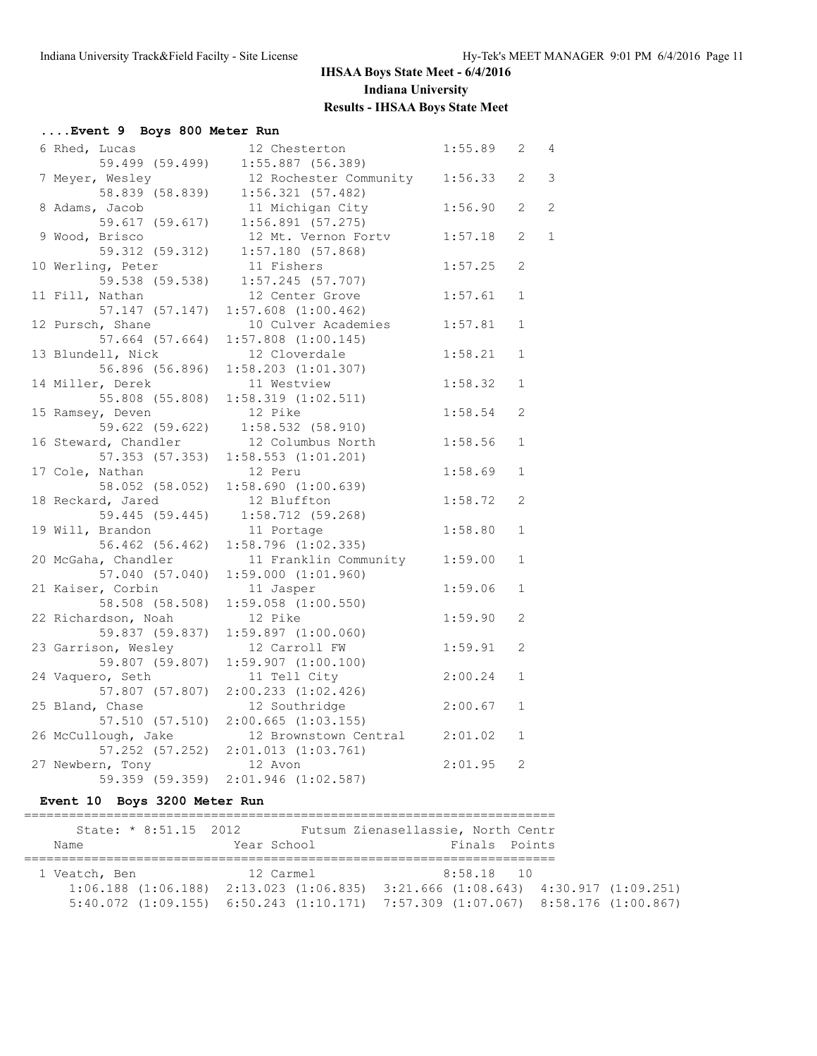## IHSAA Boys State Meet - 6/4/2016

### Indiana University

### Results - IHSAA Boys State Meet

#### ....Event 9 Boys 800 Meter Run

| Place | Name | Year | School | Finals | H# | Points |
|---|---|---|---|---|---|---|
| 6 | Rhed, Lucas | 12 | Chesterton | 1:55.89 | 2 | 4 |
| | 59.499 (59.499) 1:55.887 (56.389) | | | | | |
| 7 | Meyer, Wesley | 12 | Rochester Community | 1:56.33 | 2 | 3 |
| | 58.839 (58.839) 1:56.321 (57.482) | | | | | |
| 8 | Adams, Jacob | 11 | Michigan City | 1:56.90 | 2 | 2 |
| | 59.617 (59.617) 1:56.891 (57.275) | | | | | |
| 9 | Wood, Brisco | 12 | Mt. Vernon Fortv | 1:57.18 | 2 | 1 |
| | 59.312 (59.312) 1:57.180 (57.868) | | | | | |
| 10 | Werling, Peter | 11 | Fishers | 1:57.25 | 2 | |
| | 59.538 (59.538) 1:57.245 (57.707) | | | | | |
| 11 | Fill, Nathan | 12 | Center Grove | 1:57.61 | 1 | |
| | 57.147 (57.147) 1:57.608 (1:00.462) | | | | | |
| 12 | Pursch, Shane | 10 | Culver Academies | 1:57.81 | 1 | |
| | 57.664 (57.664) 1:57.808 (1:00.145) | | | | | |
| 13 | Blundell, Nick | 12 | Cloverdale | 1:58.21 | 1 | |
| | 56.896 (56.896) 1:58.203 (1:01.307) | | | | | |
| 14 | Miller, Derek | 11 | Westview | 1:58.32 | 1 | |
| | 55.808 (55.808) 1:58.319 (1:02.511) | | | | | |
| 15 | Ramsey, Deven | 12 | Pike | 1:58.54 | 2 | |
| | 59.622 (59.622) 1:58.532 (58.910) | | | | | |
| 16 | Steward, Chandler | 12 | Columbus North | 1:58.56 | 1 | |
| | 57.353 (57.353) 1:58.553 (1:01.201) | | | | | |
| 17 | Cole, Nathan | 12 | Peru | 1:58.69 | 1 | |
| | 58.052 (58.052) 1:58.690 (1:00.639) | | | | | |
| 18 | Reckard, Jared | 12 | Bluffton | 1:58.72 | 2 | |
| | 59.445 (59.445) 1:58.712 (59.268) | | | | | |
| 19 | Will, Brandon | 11 | Portage | 1:58.80 | 1 | |
| | 56.462 (56.462) 1:58.796 (1:02.335) | | | | | |
| 20 | McGaha, Chandler | 11 | Franklin Community | 1:59.00 | 1 | |
| | 57.040 (57.040) 1:59.000 (1:01.960) | | | | | |
| 21 | Kaiser, Corbin | 11 | Jasper | 1:59.06 | 1 | |
| | 58.508 (58.508) 1:59.058 (1:00.550) | | | | | |
| 22 | Richardson, Noah | 12 | Pike | 1:59.90 | 2 | |
| | 59.837 (59.837) 1:59.897 (1:00.060) | | | | | |
| 23 | Garrison, Wesley | 12 | Carroll FW | 1:59.91 | 2 | |
| | 59.807 (59.807) 1:59.907 (1:00.100) | | | | | |
| 24 | Vaquero, Seth | 11 | Tell City | 2:00.24 | 1 | |
| | 57.807 (57.807) 2:00.233 (1:02.426) | | | | | |
| 25 | Bland, Chase | 12 | Southridge | 2:00.67 | 1 | |
| | 57.510 (57.510) 2:00.665 (1:03.155) | | | | | |
| 26 | McCullough, Jake | 12 | Brownstown Central | 2:01.02 | 1 | |
| | 57.252 (57.252) 2:01.013 (1:03.761) | | | | | |
| 27 | Newbern, Tony | 12 | Avon | 2:01.95 | 2 | |
| | 59.359 (59.359) 2:01.946 (1:02.587) | | | | | |

#### Event 10 Boys 3200 Meter Run

State: * 8:51.15 2012 Futsum Zienasellassie, North Centr

| Place | Name | Year | School | Finals | Points |
|---|---|---|---|---|---|
| 1 | Veatch, Ben | 12 | Carmel | 8:58.18 | 10 |
| | 1:06.188 (1:06.188) 2:13.023 (1:06.835) 3:21.666 (1:08.643) 4:30.917 (1:09.251) | | | | |
| | 5:40.072 (1:09.155) 6:50.243 (1:10.171) 7:57.309 (1:07.067) 8:58.176 (1:00.867) | | | | |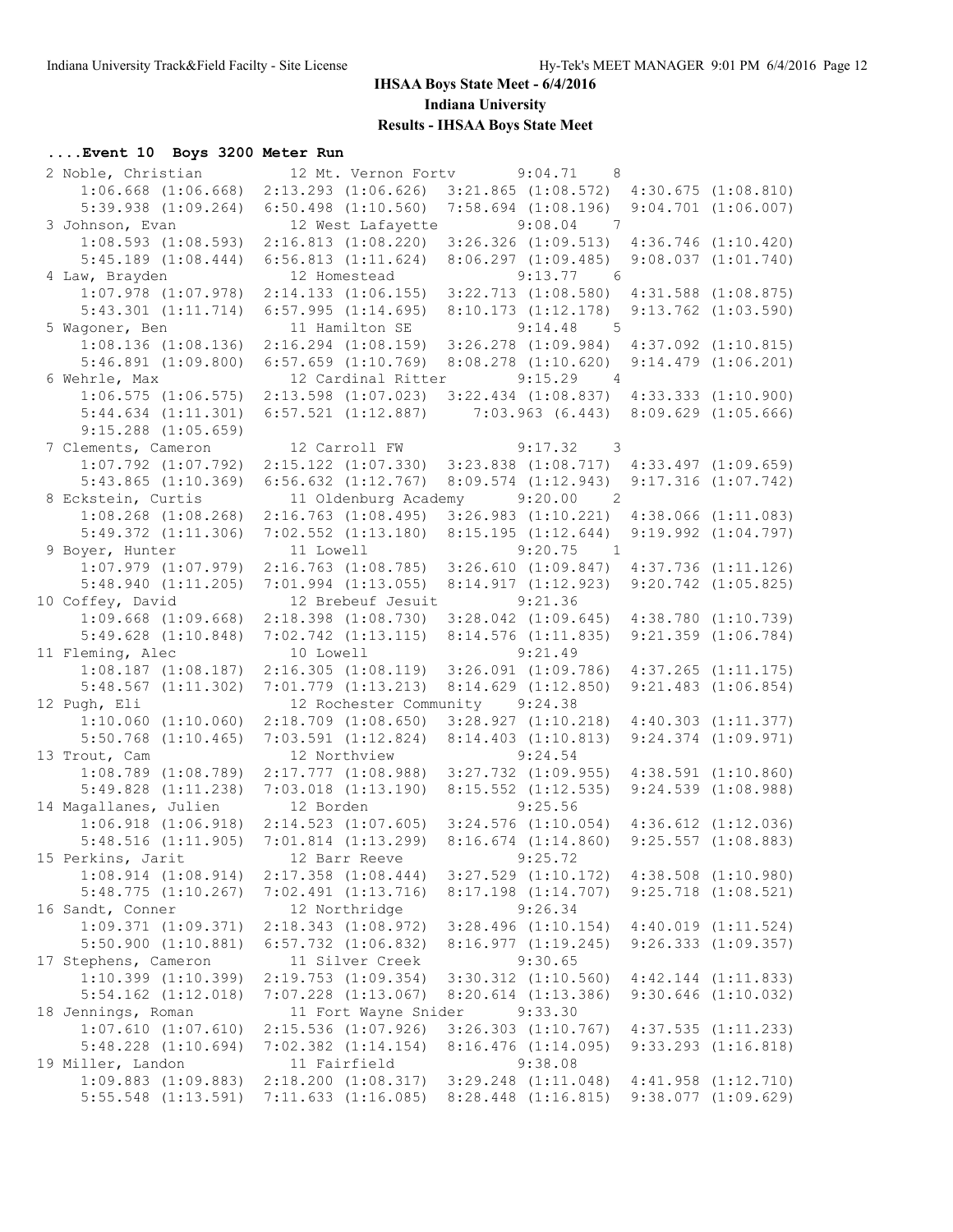# IHSAA Boys State Meet - 6/4/2016

## Indiana University

### Results - IHSAA Boys State Meet

#### ....Event 10 Boys 3200 Meter Run

```
  2 Noble, Christian          12 Mt. Vernon Fortv         9:04.71    8  
      1:06.668 (1:06.668)  2:13.293 (1:06.626)  3:21.865 (1:08.572)  4:30.675 (1:08.810)
      5:39.938 (1:09.264)  6:50.498 (1:10.560)  7:58.694 (1:08.196)  9:04.701 (1:06.007)
  3 Johnson, Evan             12 West Lafayette           9:08.04    7  
      1:08.593 (1:08.593)  2:16.813 (1:08.220)  3:26.326 (1:09.513)  4:36.746 (1:10.420)
      5:45.189 (1:08.444)  6:56.813 (1:11.624)  8:06.297 (1:09.485)  9:08.037 (1:01.740)
  4 Law, Brayden              12 Homestead                9:13.77    6  
      1:07.978 (1:07.978)  2:14.133 (1:06.155)  3:22.713 (1:08.580)  4:31.588 (1:08.875)
      5:43.301 (1:11.714)  6:57.995 (1:14.695)  8:10.173 (1:12.178)  9:13.762 (1:03.590)
  5 Wagoner, Ben              11 Hamilton SE              9:14.48    5  
      1:08.136 (1:08.136)  2:16.294 (1:08.159)  3:26.278 (1:09.984)  4:37.092 (1:10.815)
      5:46.891 (1:09.800)  6:57.659 (1:10.769)  8:08.278 (1:10.620)  9:14.479 (1:06.201)
  6 Wehrle, Max               12 Cardinal Ritter          9:15.29    4  
      1:06.575 (1:06.575)  2:13.598 (1:07.023)  3:22.434 (1:08.837)  4:33.333 (1:10.900)
      5:44.634 (1:11.301)  6:57.521 (1:12.887)     7:03.963 (6.443)  8:09.629 (1:05.666)
      9:15.288 (1:05.659)
  7 Clements, Cameron         12 Carroll FW               9:17.32    3  
      1:07.792 (1:07.792)  2:15.122 (1:07.330)  3:23.838 (1:08.717)  4:33.497 (1:09.659)
      5:43.865 (1:10.369)  6:56.632 (1:12.767)  8:09.574 (1:12.943)  9:17.316 (1:07.742)
  8 Eckstein, Curtis          11 Oldenburg Academy        9:20.00    2  
      1:08.268 (1:08.268)  2:16.763 (1:08.495)  3:26.983 (1:10.221)  4:38.066 (1:11.083)
      5:49.372 (1:11.306)  7:02.552 (1:13.180)  8:15.195 (1:12.644)  9:19.992 (1:04.797)
  9 Boyer, Hunter             11 Lowell                   9:20.75    1  
      1:07.979 (1:07.979)  2:16.763 (1:08.785)  3:26.610 (1:09.847)  4:37.736 (1:11.126)
      5:48.940 (1:11.205)  7:01.994 (1:13.055)  8:14.917 (1:12.923)  9:20.742 (1:05.825)
 10 Coffey, David             12 Brebeuf Jesuit           9:21.36  
      1:09.668 (1:09.668)  2:18.398 (1:08.730)  3:28.042 (1:09.645)  4:38.780 (1:10.739)
      5:49.628 (1:10.848)  7:02.742 (1:13.115)  8:14.576 (1:11.835)  9:21.359 (1:06.784)
 11 Fleming, Alec             10 Lowell                   9:21.49  
      1:08.187 (1:08.187)  2:16.305 (1:08.119)  3:26.091 (1:09.786)  4:37.265 (1:11.175)
      5:48.567 (1:11.302)  7:01.779 (1:13.213)  8:14.629 (1:12.850)  9:21.483 (1:06.854)
 12 Pugh, Eli                 12 Rochester Community      9:24.38  
      1:10.060 (1:10.060)  2:18.709 (1:08.650)  3:28.927 (1:10.218)  4:40.303 (1:11.377)
      5:50.768 (1:10.465)  7:03.591 (1:12.824)  8:14.403 (1:10.813)  9:24.374 (1:09.971)
 13 Trout, Cam                12 Northview                9:24.54  
      1:08.789 (1:08.789)  2:17.777 (1:08.988)  3:27.732 (1:09.955)  4:38.591 (1:10.860)
      5:49.828 (1:11.238)  7:03.018 (1:13.190)  8:15.552 (1:12.535)  9:24.539 (1:08.988)
 14 Magallanes, Julien        12 Borden                   9:25.56  
      1:06.918 (1:06.918)  2:14.523 (1:07.605)  3:24.576 (1:10.054)  4:36.612 (1:12.036)
      5:48.516 (1:11.905)  7:01.814 (1:13.299)  8:16.674 (1:14.860)  9:25.557 (1:08.883)
 15 Perkins, Jarit            12 Barr Reeve               9:25.72  
      1:08.914 (1:08.914)  2:17.358 (1:08.444)  3:27.529 (1:10.172)  4:38.508 (1:10.980)
      5:48.775 (1:10.267)  7:02.491 (1:13.716)  8:17.198 (1:14.707)  9:25.718 (1:08.521)
 16 Sandt, Conner             12 Northridge               9:26.34  
      1:09.371 (1:09.371)  2:18.343 (1:08.972)  3:28.496 (1:10.154)  4:40.019 (1:11.524)
      5:50.900 (1:10.881)  6:57.732 (1:06.832)  8:16.977 (1:19.245)  9:26.333 (1:09.357)
 17 Stephens, Cameron         11 Silver Creek             9:30.65  
      1:10.399 (1:10.399)  2:19.753 (1:09.354)  3:30.312 (1:10.560)  4:42.144 (1:11.833)
      5:54.162 (1:12.018)  7:07.228 (1:13.067)  8:20.614 (1:13.386)  9:30.646 (1:10.032)
 18 Jennings, Roman           11 Fort Wayne Snider        9:33.30  
      1:07.610 (1:07.610)  2:15.536 (1:07.926)  3:26.303 (1:10.767)  4:37.535 (1:11.233)
      5:48.228 (1:10.694)  7:02.382 (1:14.154)  8:16.476 (1:14.095)  9:33.293 (1:16.818)
 19 Miller, Landon            11 Fairfield                9:38.08  
      1:09.883 (1:09.883)  2:18.200 (1:08.317)  3:29.248 (1:11.048)  4:41.958 (1:12.710)
      5:55.548 (1:13.591)  7:11.633 (1:16.085)  8:28.448 (1:16.815)  9:38.077 (1:09.629)
```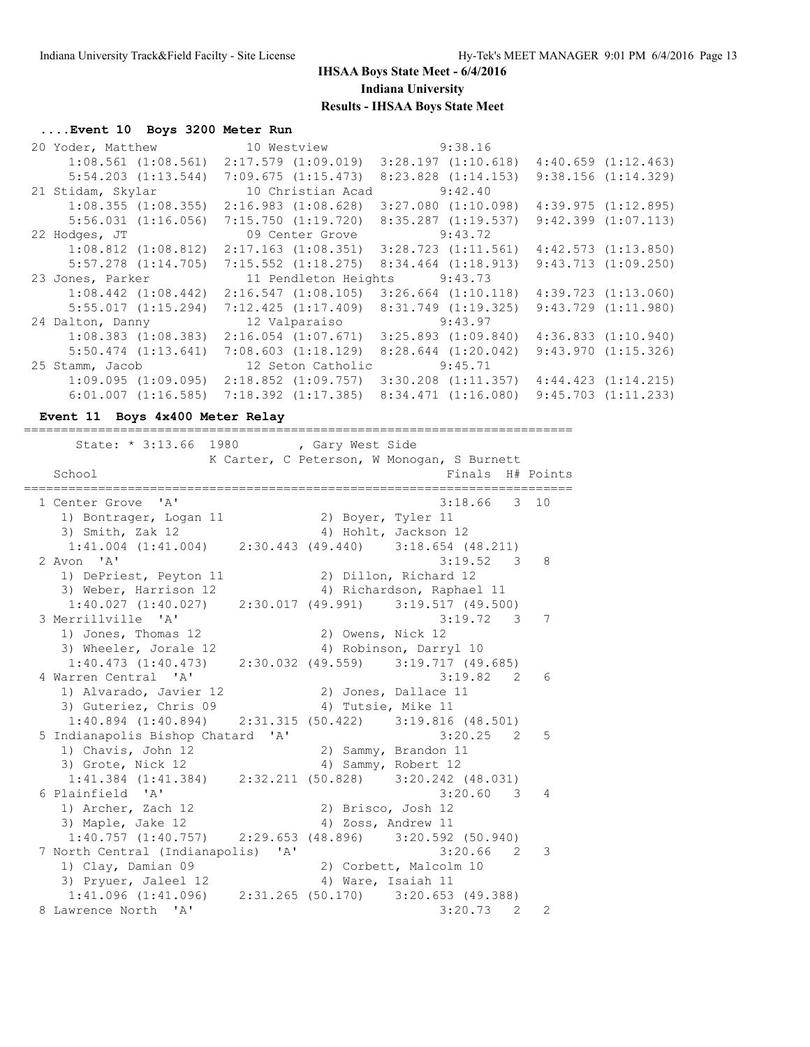# IHSAA Boys State Meet - 6/4/2016
## Indiana University
## Results - IHSAA Boys State Meet

### ....Event 10 Boys 3200 Meter Run

```
 20 Yoder, Matthew             10 Westview                9:38.16
      1:08.561 (1:08.561)  2:17.579 (1:09.019)  3:28.197 (1:10.618)  4:40.659 (1:12.463)
      5:54.203 (1:13.544)  7:09.675 (1:15.473)  8:23.828 (1:14.153)  9:38.156 (1:14.329)
 21 Stidam, Skylar             10 Christian Acad          9:42.40
      1:08.355 (1:08.355)  2:16.983 (1:08.628)  3:27.080 (1:10.098)  4:39.975 (1:12.895)
      5:56.031 (1:16.056)  7:15.750 (1:19.720)  8:35.287 (1:19.537)  9:42.399 (1:07.113)
 22 Hodges, JT                 09 Center Grove            9:43.72
      1:08.812 (1:08.812)  2:17.163 (1:08.351)  3:28.723 (1:11.561)  4:42.573 (1:13.850)
      5:57.278 (1:14.705)  7:15.552 (1:18.275)  8:34.464 (1:18.913)  9:43.713 (1:09.250)
 23 Jones, Parker              11 Pendleton Heights       9:43.73
      1:08.442 (1:08.442)  2:16.547 (1:08.105)  3:26.664 (1:10.118)  4:39.723 (1:13.060)
      5:55.017 (1:15.294)  7:12.425 (1:17.409)  8:31.749 (1:19.325)  9:43.729 (1:11.980)
 24 Dalton, Danny              12 Valparaiso              9:43.97
      1:08.383 (1:08.383)  2:16.054 (1:07.671)  3:25.893 (1:09.840)  4:36.833 (1:10.940)
      5:50.474 (1:13.641)  7:08.603 (1:18.129)  8:28.644 (1:20.042)  9:43.970 (1:15.326)
 25 Stamm, Jacob               12 Seton Catholic          9:45.71
      1:09.095 (1:09.095)  2:18.852 (1:09.757)  3:30.208 (1:11.357)  4:44.423 (1:14.215)
      6:01.007 (1:16.585)  7:18.392 (1:17.385)  8:34.471 (1:16.080)  9:45.703 (1:11.233)
```

### Event 11 Boys 4x400 Meter Relay

```
=======================================================================
      State: * 3:13.66  1980        , Gary West Side
                   K Carter, C Peterson, W Monogan, S Burnett
    School                                            Finals  H# Points
=======================================================================
  1 Center Grove  'A'                                 3:18.66   3  10
     1) Bontrager, Logan 11            2) Boyer, Tyler 11
     3) Smith, Zak 12                  4) Hohlt, Jackson 12
     1:41.004 (1:41.004)    2:30.443 (49.440)    3:18.654 (48.211)
  2 Avon  'A'                                         3:19.52   3   8
     1) DePriest, Peyton 11            2) Dillon, Richard 12
     3) Weber, Harrison 12             4) Richardson, Raphael 11
     1:40.027 (1:40.027)    2:30.017 (49.991)    3:19.517 (49.500)
  3 Merrillville  'A'                                 3:19.72   3   7
     1) Jones, Thomas 12               2) Owens, Nick 12
     3) Wheeler, Jorale 12             4) Robinson, Darryl 10
     1:40.473 (1:40.473)    2:30.032 (49.559)    3:19.717 (49.685)
  4 Warren Central  'A'                               3:19.82   2   6
     1) Alvarado, Javier 12            2) Jones, Dallace 11
     3) Guteriez, Chris 09             4) Tutsie, Mike 11
     1:40.894 (1:40.894)    2:31.315 (50.422)    3:19.816 (48.501)
  5 Indianapolis Bishop Chatard  'A'                  3:20.25   2   5
     1) Chavis, John 12                2) Sammy, Brandon 11
     3) Grote, Nick 12                 4) Sammy, Robert 12
     1:41.384 (1:41.384)    2:32.211 (50.828)    3:20.242 (48.031)
  6 Plainfield  'A'                                   3:20.60   3   4
     1) Archer, Zach 12                2) Brisco, Josh 12
     3) Maple, Jake 12                 4) Zoss, Andrew 11
     1:40.757 (1:40.757)    2:29.653 (48.896)    3:20.592 (50.940)
  7 North Central (Indianapolis)  'A'                 3:20.66   2   3
     1) Clay, Damian 09                2) Corbett, Malcolm 10
     3) Pryuer, Jaleel 12              4) Ware, Isaiah 11
     1:41.096 (1:41.096)    2:31.265 (50.170)    3:20.653 (49.388)
  8 Lawrence North  'A'                               3:20.73   2   2
```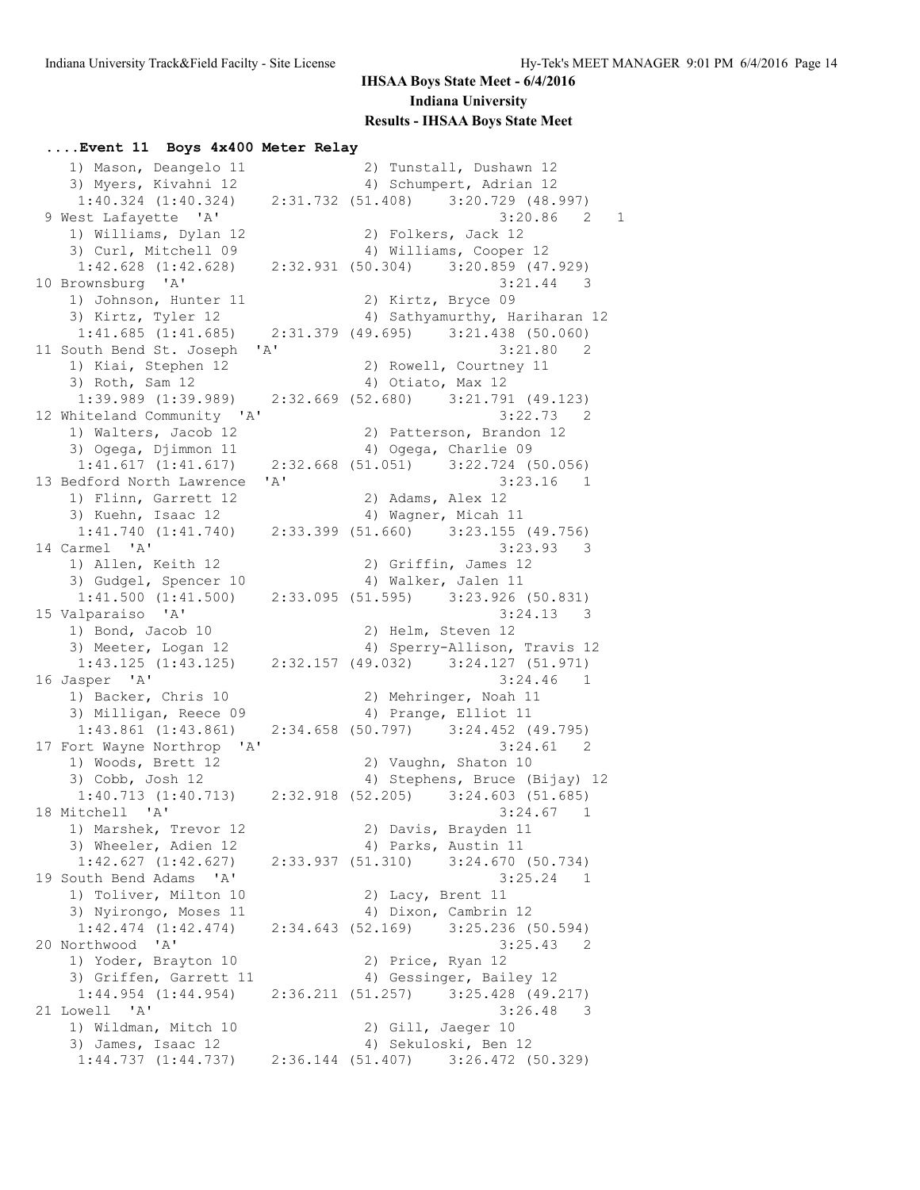# IHSAA Boys State Meet - 6/4/2016

## Indiana University

### Results - IHSAA Boys State Meet

**....Event 11 Boys 4x400 Meter Relay**

```
    1) Mason, Deangelo 11              2) Tunstall, Dushawn 12
    3) Myers, Kivahni 12               4) Schumpert, Adrian 12
     1:40.324 (1:40.324)    2:31.732 (51.408)    3:20.729 (48.997)
  9 West Lafayette  'A'                                 3:20.86   2    1
    1) Williams, Dylan 12              2) Folkers, Jack 12
    3) Curl, Mitchell 09               4) Williams, Cooper 12
     1:42.628 (1:42.628)    2:32.931 (50.304)    3:20.859 (47.929)
 10 Brownsburg  'A'                                     3:21.44   3
    1) Johnson, Hunter 11              2) Kirtz, Bryce 09
    3) Kirtz, Tyler 12                 4) Sathyamurthy, Hariharan 12
     1:41.685 (1:41.685)    2:31.379 (49.695)    3:21.438 (50.060)
 11 South Bend St. Joseph  'A'                          3:21.80   2
    1) Kiai, Stephen 12                2) Rowell, Courtney 11
    3) Roth, Sam 12                    4) Otiato, Max 12
     1:39.989 (1:39.989)    2:32.669 (52.680)    3:21.791 (49.123)
 12 Whiteland Community  'A'                            3:22.73   2
    1) Walters, Jacob 12               2) Patterson, Brandon 12
    3) Ogega, Djimmon 11               4) Ogega, Charlie 09
     1:41.617 (1:41.617)    2:32.668 (51.051)    3:22.724 (50.056)
 13 Bedford North Lawrence  'A'                         3:23.16   1
    1) Flinn, Garrett 12               2) Adams, Alex 12
    3) Kuehn, Isaac 12                 4) Wagner, Micah 11
     1:41.740 (1:41.740)    2:33.399 (51.660)    3:23.155 (49.756)
 14 Carmel  'A'                                         3:23.93   3
    1) Allen, Keith 12                 2) Griffin, James 12
    3) Gudgel, Spencer 10              4) Walker, Jalen 11
     1:41.500 (1:41.500)    2:33.095 (51.595)    3:23.926 (50.831)
 15 Valparaiso  'A'                                     3:24.13   3
    1) Bond, Jacob 10                  2) Helm, Steven 12
    3) Meeter, Logan 12                4) Sperry-Allison, Travis 12
     1:43.125 (1:43.125)    2:32.157 (49.032)    3:24.127 (51.971)
 16 Jasper  'A'                                         3:24.46   1
    1) Backer, Chris 10                2) Mehringer, Noah 11
    3) Milligan, Reece 09              4) Prange, Elliot 11
     1:43.861 (1:43.861)    2:34.658 (50.797)    3:24.452 (49.795)
 17 Fort Wayne Northrop  'A'                            3:24.61   2
    1) Woods, Brett 12                 2) Vaughn, Shaton 10
    3) Cobb, Josh 12                   4) Stephens, Bruce (Bijay) 12
     1:40.713 (1:40.713)    2:32.918 (52.205)    3:24.603 (51.685)
 18 Mitchell  'A'                                       3:24.67   1
    1) Marshek, Trevor 12              2) Davis, Brayden 11
    3) Wheeler, Adien 12               4) Parks, Austin 11
     1:42.627 (1:42.627)    2:33.937 (51.310)    3:24.670 (50.734)
 19 South Bend Adams  'A'                               3:25.24   1
    1) Toliver, Milton 10              2) Lacy, Brent 11
    3) Nyirongo, Moses 11              4) Dixon, Cambrin 12
     1:42.474 (1:42.474)    2:34.643 (52.169)    3:25.236 (50.594)
 20 Northwood  'A'                                      3:25.43   2
    1) Yoder, Brayton 10               2) Price, Ryan 12
    3) Griffen, Garrett 11             4) Gessinger, Bailey 12
     1:44.954 (1:44.954)    2:36.211 (51.257)    3:25.428 (49.217)
 21 Lowell  'A'                                         3:26.48   3
    1) Wildman, Mitch 10               2) Gill, Jaeger 10
    3) James, Isaac 12                 4) Sekuloski, Ben 12
     1:44.737 (1:44.737)    2:36.144 (51.407)    3:26.472 (50.329)
```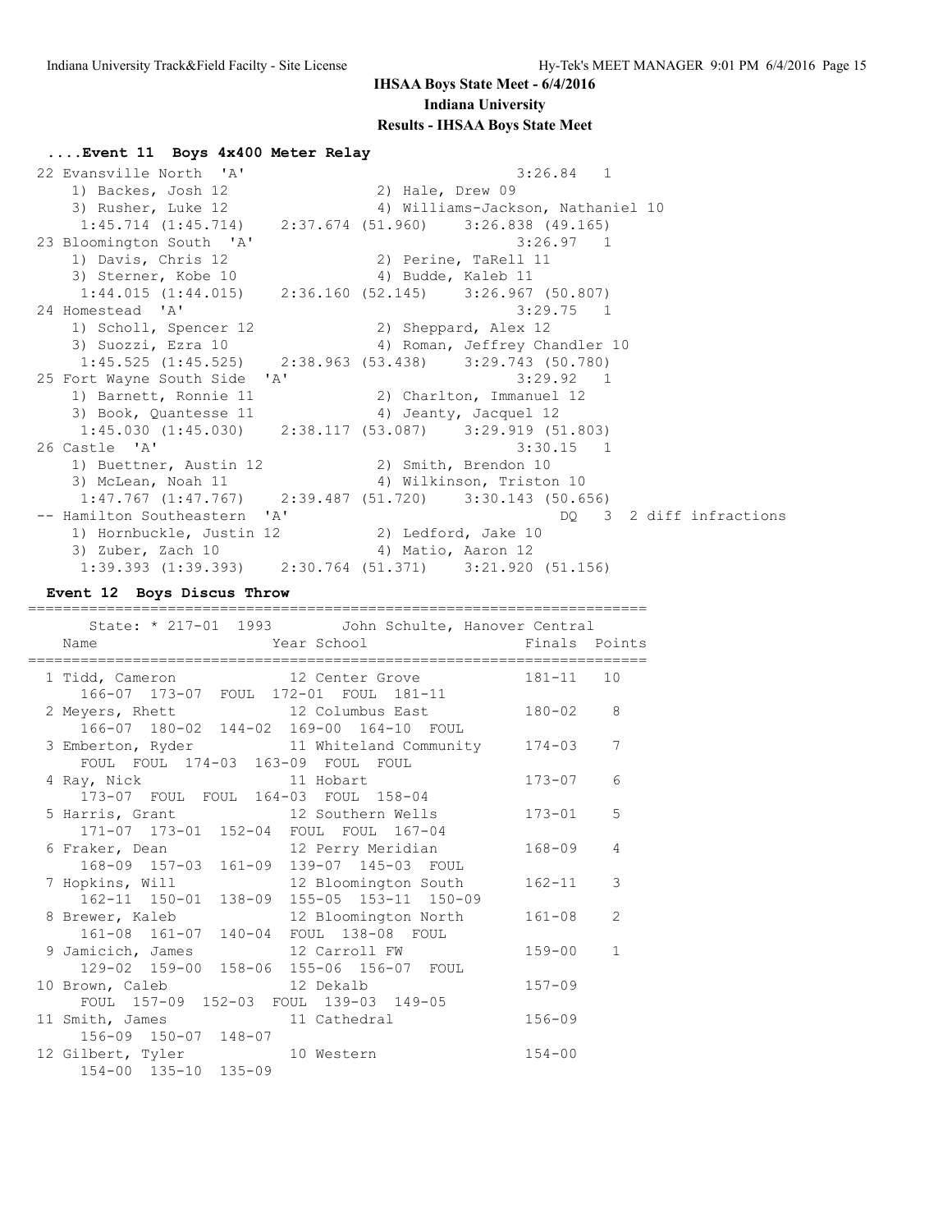# IHSAA Boys State Meet - 6/4/2016

## Indiana University

### Results - IHSAA Boys State Meet

#### ....Event 11 Boys 4x400 Meter Relay

```
 22 Evansville North  'A'                                  3:26.84   1
    1) Backes, Josh 12                2) Hale, Drew 09
    3) Rusher, Luke 12                4) Williams-Jackson, Nathaniel 10
     1:45.714 (1:45.714)    2:37.674 (51.960)    3:26.838 (49.165)
 23 Bloomington South  'A'                                 3:26.97   1
    1) Davis, Chris 12                2) Perine, TaRell 11
    3) Sterner, Kobe 10               4) Budde, Kaleb 11
     1:44.015 (1:44.015)    2:36.160 (52.145)    3:26.967 (50.807)
 24 Homestead  'A'                                         3:29.75   1
    1) Scholl, Spencer 12             2) Sheppard, Alex 12
    3) Suozzi, Ezra 10                4) Roman, Jeffrey Chandler 10
     1:45.525 (1:45.525)    2:38.963 (53.438)    3:29.743 (50.780)
 25 Fort Wayne South Side  'A'                             3:29.92   1
    1) Barnett, Ronnie 11             2) Charlton, Immanuel 12
    3) Book, Quantesse 11             4) Jeanty, Jacquel 12
     1:45.030 (1:45.030)    2:38.117 (53.087)    3:29.919 (51.803)
 26 Castle  'A'                                            3:30.15   1
    1) Buettner, Austin 12            2) Smith, Brendon 10
    3) McLean, Noah 11                4) Wilkinson, Triston 10
     1:47.767 (1:47.767)    2:39.487 (51.720)    3:30.143 (50.656)
 -- Hamilton Southeastern  'A'                                  DQ   3  2 diff infractions
    1) Hornbuckle, Justin 12          2) Ledford, Jake 10
    3) Zuber, Zach 10                 4) Matio, Aaron 12
     1:39.393 (1:39.393)    2:30.764 (51.371)    3:21.920 (51.156)
```

#### Event 12 Boys Discus Throw

```
========================================================================
      State: * 217-01  1993       John Schulte, Hanover Central
    Name                    Year School                 Finals  Points
========================================================================
  1 Tidd, Cameron             12 Center Grove           181-11   10
      166-07  173-07  FOUL  172-01  FOUL  181-11
  2 Meyers, Rhett             12 Columbus East          180-02    8
      166-07  180-02  144-02  169-00  164-10  FOUL
  3 Emberton, Ryder           11 Whiteland Community    174-03    7
      FOUL  FOUL  174-03  163-09  FOUL  FOUL
  4 Ray, Nick                 11 Hobart                 173-07    6
      173-07  FOUL  FOUL  164-03  FOUL  158-04
  5 Harris, Grant             12 Southern Wells         173-01    5
      171-07  173-01  152-04  FOUL  FOUL  167-04
  6 Fraker, Dean              12 Perry Meridian         168-09    4
      168-09  157-03  161-09  139-07  145-03  FOUL
  7 Hopkins, Will             12 Bloomington South      162-11    3
      162-11  150-01  138-09  155-05  153-11  150-09
  8 Brewer, Kaleb             12 Bloomington North      161-08    2
      161-08  161-07  140-04  FOUL  138-08  FOUL
  9 Jamicich, James           12 Carroll FW             159-00    1
      129-02  159-00  158-06  155-06  156-07  FOUL
 10 Brown, Caleb              12 Dekalb                 157-09
      FOUL  157-09  152-03  FOUL  139-03  149-05
 11 Smith, James              11 Cathedral              156-09
      156-09  150-07  148-07
 12 Gilbert, Tyler            10 Western                154-00
      154-00  135-10  135-09
```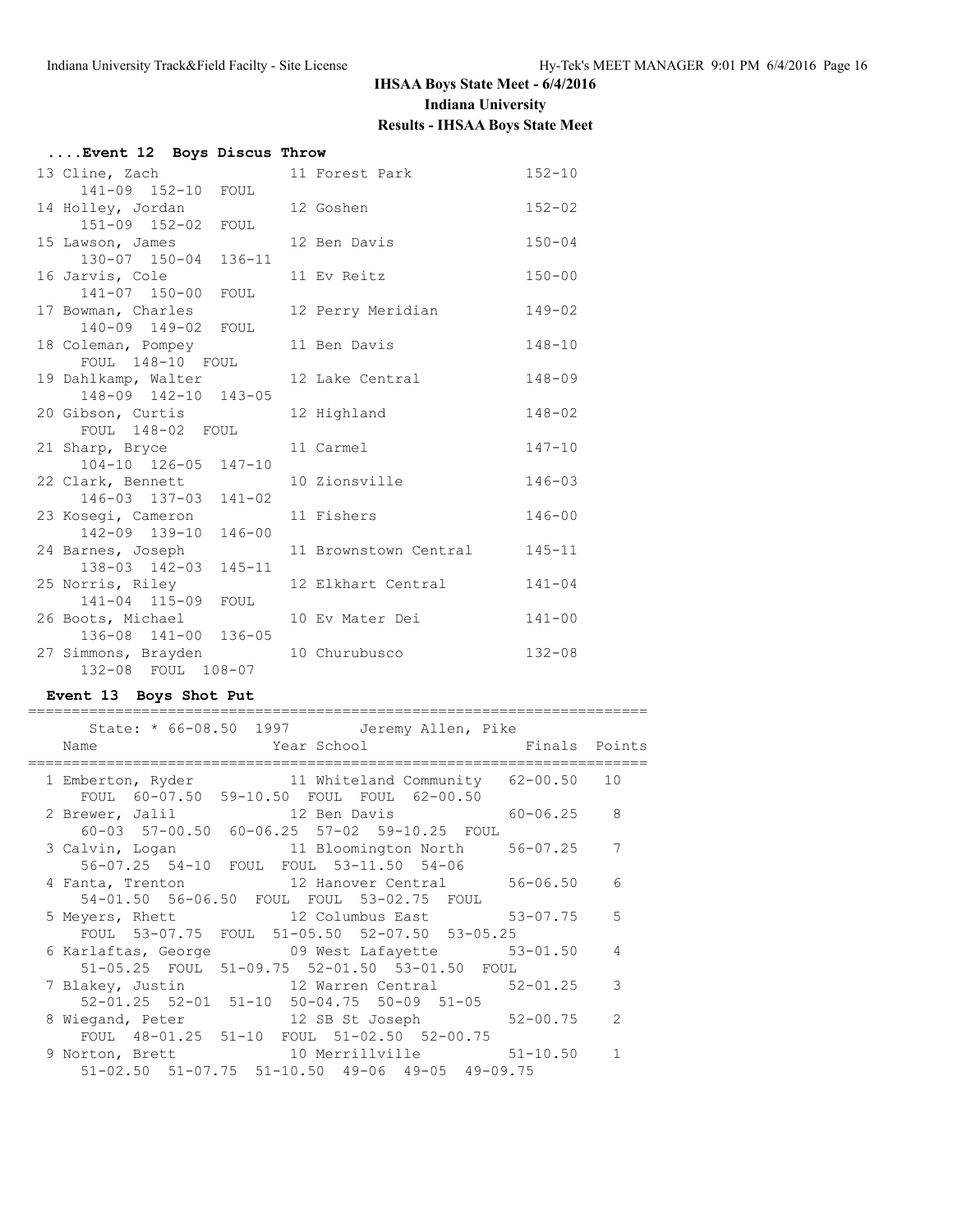## IHSAA Boys State Meet - 6/4/2016

## Indiana University

## Results - IHSAA Boys State Meet

### ....Event 12 Boys Discus Throw

```
 13 Cline, Zach                 11 Forest Park             152-10 
      141-09  152-10  FOUL 
 14 Holley, Jordan              12 Goshen                  152-02 
      151-09  152-02  FOUL 
 15 Lawson, James               12 Ben Davis               150-04 
      130-07  150-04  136-11 
 16 Jarvis, Cole                11 Ev Reitz                150-00 
      141-07  150-00  FOUL 
 17 Bowman, Charles             12 Perry Meridian          149-02 
      140-09  149-02  FOUL 
 18 Coleman, Pompey             11 Ben Davis               148-10 
      FOUL  148-10  FOUL 
 19 Dahlkamp, Walter            12 Lake Central            148-09 
      148-09  142-10  143-05 
 20 Gibson, Curtis              12 Highland                148-02 
      FOUL  148-02  FOUL 
 21 Sharp, Bryce                11 Carmel                  147-10 
      104-10  126-05  147-10 
 22 Clark, Bennett              10 Zionsville              146-03 
      146-03  137-03  141-02 
 23 Kosegi, Cameron             11 Fishers                 146-00 
      142-09  139-10  146-00 
 24 Barnes, Joseph              11 Brownstown Central      145-11 
      138-03  142-03  145-11 
 25 Norris, Riley               12 Elkhart Central         141-04 
      141-04  115-09  FOUL 
 26 Boots, Michael              10 Ev Mater Dei            141-00 
      136-08  141-00  136-05 
 27 Simmons, Brayden            10 Churubusco              132-08 
      132-08  FOUL  108-07 
```

### Event 13 Boys Shot Put

```
=======================================================================
      State: * 66-08.50  1997        Jeremy Allen, Pike
   Name                    Year School                 Finals  Points
=======================================================================
  1 Emberton, Ryder          11 Whiteland Community   62-00.50   10
      FOUL  60-07.50  59-10.50  FOUL  FOUL  62-00.50
  2 Brewer, Jalil            12 Ben Davis             60-06.25    8
      60-03  57-00.50  60-06.25  57-02  59-10.25  FOUL
  3 Calvin, Logan            11 Bloomington North     56-07.25    7
      56-07.25  54-10  FOUL  FOUL  53-11.50  54-06
  4 Fanta, Trenton           12 Hanover Central       56-06.50    6
      54-01.50  56-06.50  FOUL  FOUL  53-02.75  FOUL
  5 Meyers, Rhett            12 Columbus East         53-07.75    5
      FOUL  53-07.75  FOUL  51-05.50  52-07.50  53-05.25
  6 Karlaftas, George        09 West Lafayette        53-01.50    4
      51-05.25  FOUL  51-09.75  52-01.50  53-01.50  FOUL
  7 Blakey, Justin           12 Warren Central        52-01.25    3
      52-01.25  52-01  51-10  50-04.75  50-09  51-05
  8 Wiegand, Peter           12 SB St Joseph          52-00.75    2
      FOUL  48-01.25  51-10  FOUL  51-02.50  52-00.75
  9 Norton, Brett            10 Merrillville          51-10.50    1
      51-02.50  51-07.75  51-10.50  49-06  49-05  49-09.75
```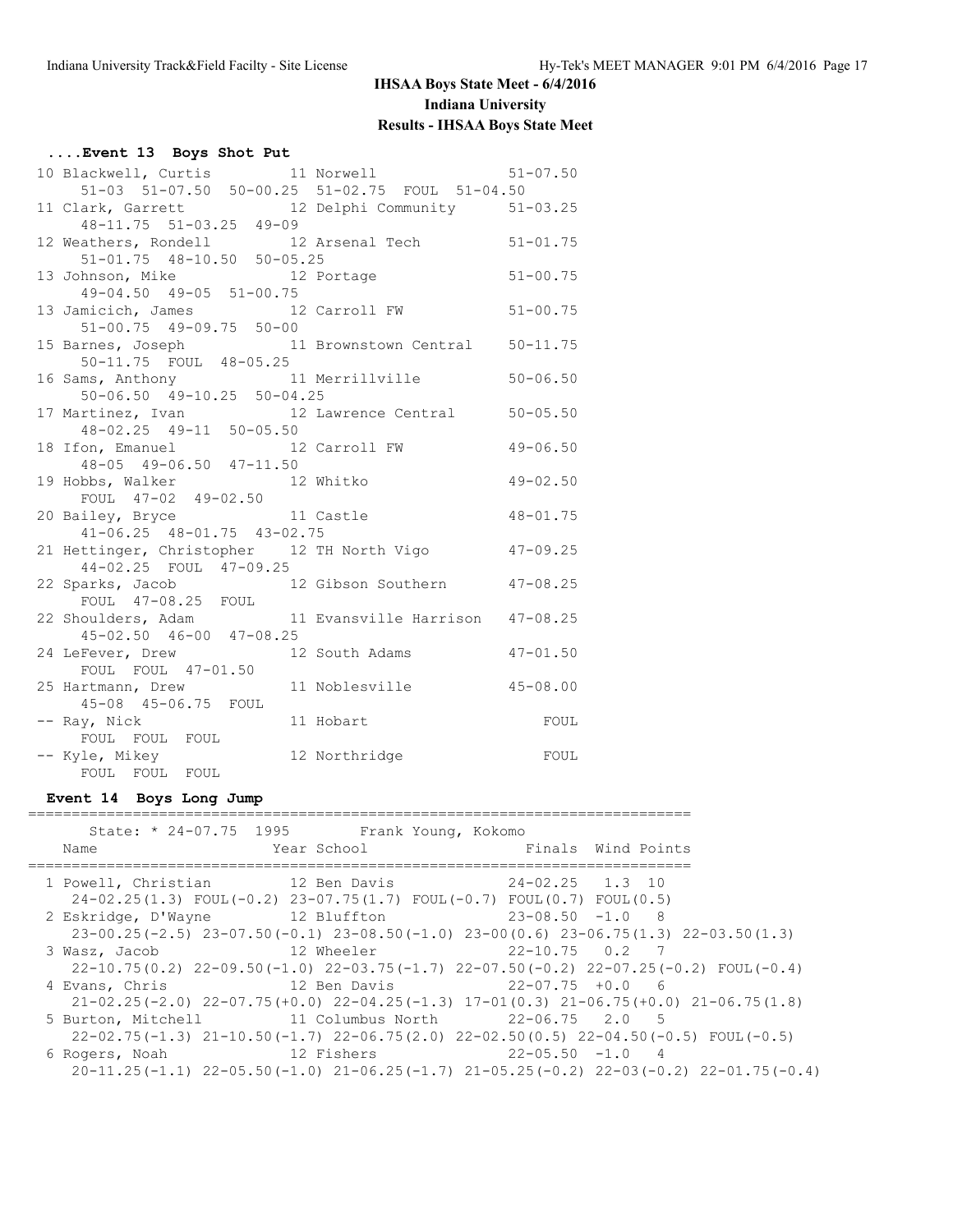# IHSAA Boys State Meet - 6/4/2016

## Indiana University

## Results - IHSAA Boys State Meet

### ....Event 13 Boys Shot Put

```
 10 Blackwell, Curtis          11 Norwell                51-07.50
      51-03  51-07.50  50-00.25  51-02.75  FOUL  51-04.50
 11 Clark, Garrett             12 Delphi Community       51-03.25
      48-11.75  51-03.25  49-09
 12 Weathers, Rondell          12 Arsenal Tech           51-01.75
      51-01.75  48-10.50  50-05.25
 13 Johnson, Mike              12 Portage                51-00.75
      49-04.50  49-05  51-00.75
 13 Jamicich, James            12 Carroll FW             51-00.75
      51-00.75  49-09.75  50-00
 15 Barnes, Joseph             11 Brownstown Central     50-11.75
      50-11.75  FOUL  48-05.25
 16 Sams, Anthony              11 Merrillville           50-06.50
      50-06.50  49-10.25  50-04.25
 17 Martinez, Ivan             12 Lawrence Central       50-05.50
      48-02.25  49-11  50-05.50
 18 Ifon, Emanuel              12 Carroll FW             49-06.50
      48-05  49-06.50  47-11.50
 19 Hobbs, Walker              12 Whitko                 49-02.50
      FOUL  47-02  49-02.50
 20 Bailey, Bryce              11 Castle                 48-01.75
      41-06.25  48-01.75  43-02.75
 21 Hettinger, Christopher     12 TH North Vigo          47-09.25
      44-02.25  FOUL  47-09.25
 22 Sparks, Jacob              12 Gibson Southern        47-08.25
      FOUL  47-08.25  FOUL
 22 Shoulders, Adam            11 Evansville Harrison    47-08.25
      45-02.50  46-00  47-08.25
 24 LeFever, Drew              12 South Adams            47-01.50
      FOUL  FOUL  47-01.50
 25 Hartmann, Drew             11 Noblesville            45-08.00
      45-08  45-06.75  FOUL
 -- Ray, Nick                  11 Hobart                     FOUL
      FOUL  FOUL  FOUL
 -- Kyle, Mikey                12 Northridge                 FOUL
      FOUL  FOUL  FOUL
```

### Event 14 Boys Long Jump

```
==========================================================================
      State: * 24-07.75  1995       Frank Young, Kokomo
   Name                    Year School                Finals  Wind Points
==========================================================================
  1 Powell, Christian        12 Ben Davis              24-02.25   1.3  10
     24-02.25(1.3) FOUL(-0.2) 23-07.75(1.7) FOUL(-0.7) FOUL(0.7) FOUL(0.5)
  2 Eskridge, D'Wayne        12 Bluffton               23-08.50  -1.0   8
     23-00.25(-2.5) 23-07.50(-0.1) 23-08.50(-1.0) 23-00(0.6) 23-06.75(1.3) 22-03.50(1.3)
  3 Wasz, Jacob              12 Wheeler                22-10.75   0.2   7
     22-10.75(0.2) 22-09.50(-1.0) 22-03.75(-1.7) 22-07.50(-0.2) 22-07.25(-0.2) FOUL(-0.4)
  4 Evans, Chris             12 Ben Davis              22-07.75  +0.0   6
     21-02.25(-2.0) 22-07.75(+0.0) 22-04.25(-1.3) 17-01(0.3) 21-06.75(+0.0) 21-06.75(1.8)
  5 Burton, Mitchell         11 Columbus North         22-06.75   2.0   5
     22-02.75(-1.3) 21-10.50(-1.7) 22-06.75(2.0) 22-02.50(0.5) 22-04.50(-0.5) FOUL(-0.5)
  6 Rogers, Noah             12 Fishers                22-05.50  -1.0   4
     20-11.25(-1.1) 22-05.50(-1.0) 21-06.25(-1.7) 21-05.25(-0.2) 22-03(-0.2) 22-01.75(-0.4)
```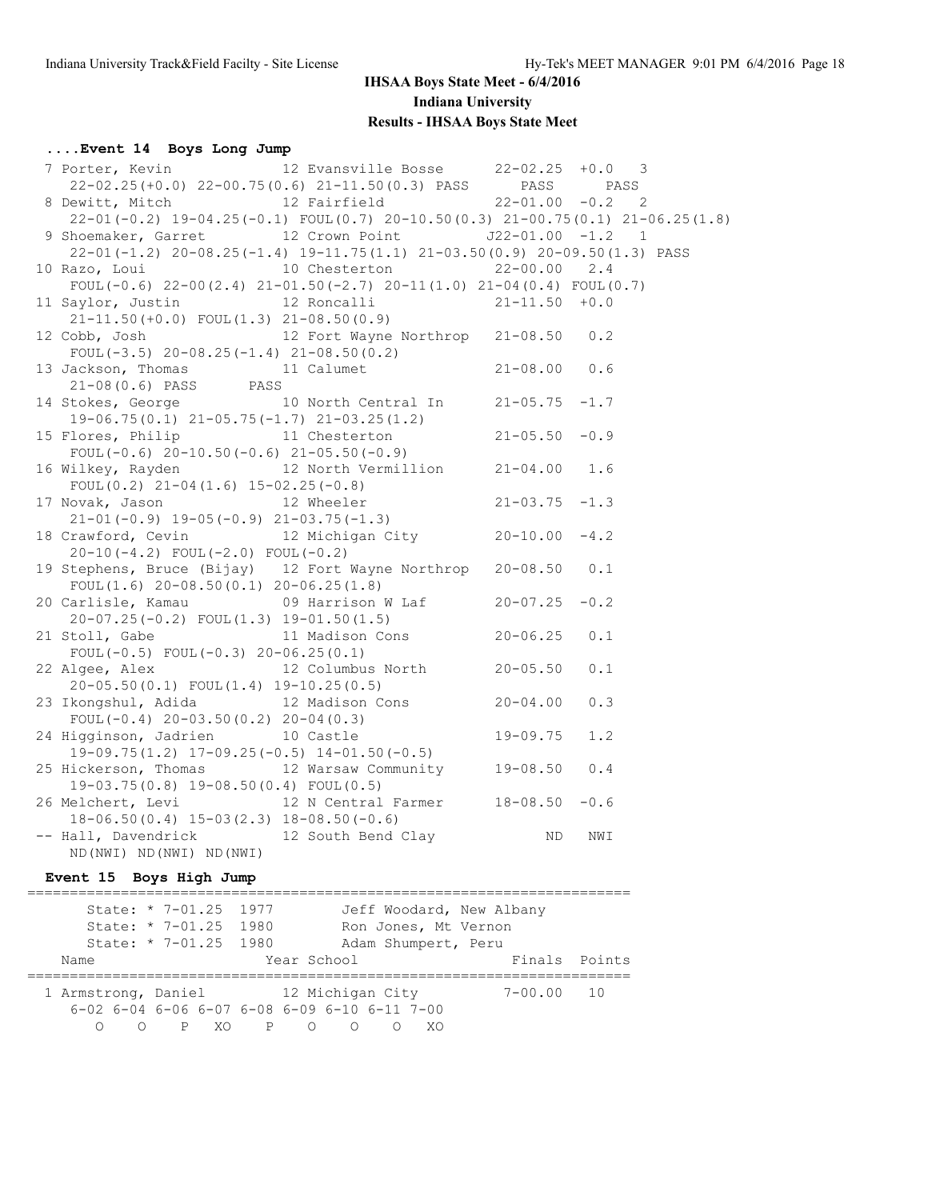# IHSAA Boys State Meet - 6/4/2016

**Indiana University**

**Results - IHSAA Boys State Meet**

### ....Event 14 Boys Long Jump

```
 7 Porter, Kevin              12 Evansville Bosse      22-02.25  +0.0   3
    22-02.25(+0.0) 22-00.75(0.6) 21-11.50(0.3) PASS       PASS       PASS
 8 Dewitt, Mitch              12 Fairfield             22-01.00  -0.2   2
    22-01(-0.2) 19-04.25(-0.1) FOUL(0.7) 20-10.50(0.3) 21-00.75(0.1) 21-06.25(1.8)
 9 Shoemaker, Garret          12 Crown Point          J22-01.00  -1.2   1
    22-01(-1.2) 20-08.25(-1.4) 19-11.75(1.1) 21-03.50(0.9) 20-09.50(1.3) PASS
10 Razo, Loui                 10 Chesterton            22-00.00   2.4
    FOUL(-0.6) 22-00(2.4) 21-01.50(-2.7) 20-11(1.0) 21-04(0.4) FOUL(0.7)
11 Saylor, Justin             12 Roncalli              21-11.50  +0.0
    21-11.50(+0.0) FOUL(1.3) 21-08.50(0.9)
12 Cobb, Josh                 12 Fort Wayne Northrop   21-08.50   0.2
    FOUL(-3.5) 20-08.25(-1.4) 21-08.50(0.2)
13 Jackson, Thomas            11 Calumet               21-08.00   0.6
    21-08(0.6) PASS       PASS
14 Stokes, George             10 North Central In      21-05.75  -1.7
    19-06.75(0.1) 21-05.75(-1.7) 21-03.25(1.2)
15 Flores, Philip             11 Chesterton            21-05.50  -0.9
    FOUL(-0.6) 20-10.50(-0.6) 21-05.50(-0.9)
16 Wilkey, Rayden             12 North Vermillion      21-04.00   1.6
    FOUL(0.2) 21-04(1.6) 15-02.25(-0.8)
17 Novak, Jason               12 Wheeler               21-03.75  -1.3
    21-01(-0.9) 19-05(-0.9) 21-03.75(-1.3)
18 Crawford, Cevin            12 Michigan City         20-10.00  -4.2
    20-10(-4.2) FOUL(-2.0) FOUL(-0.2)
19 Stephens, Bruce (Bijay)    12 Fort Wayne Northrop   20-08.50   0.1
    FOUL(1.6) 20-08.50(0.1) 20-06.25(1.8)
20 Carlisle, Kamau            09 Harrison W Laf        20-07.25  -0.2
    20-07.25(-0.2) FOUL(1.3) 19-01.50(1.5)
21 Stoll, Gabe                11 Madison Cons          20-06.25   0.1
    FOUL(-0.5) FOUL(-0.3) 20-06.25(0.1)
22 Algee, Alex                12 Columbus North        20-05.50   0.1
    20-05.50(0.1) FOUL(1.4) 19-10.25(0.5)
23 Ikongshul, Adida           12 Madison Cons          20-04.00   0.3
    FOUL(-0.4) 20-03.50(0.2) 20-04(0.3)
24 Higginson, Jadrien         10 Castle                19-09.75   1.2
    19-09.75(1.2) 17-09.25(-0.5) 14-01.50(-0.5)
25 Hickerson, Thomas          12 Warsaw Community      19-08.50   0.4
    19-03.75(0.8) 19-08.50(0.4) FOUL(0.5)
26 Melchert, Levi             12 N Central Farmer      18-08.50  -0.6
    18-06.50(0.4) 15-03(2.3) 18-08.50(-0.6)
-- Hall, Davendrick           12 South Bend Clay             ND   NWI
    ND(NWI) ND(NWI) ND(NWI)
```

### Event 15 Boys High Jump

```
=======================================================================
      State: * 7-01.25  1977        Jeff Woodard, New Albany
      State: * 7-01.25  1980        Ron Jones, Mt Vernon
      State: * 7-01.25  1980        Adam Shumpert, Peru
   Name                    Year School                  Finals  Points
=======================================================================
  1 Armstrong, Daniel       12 Michigan City           7-00.00   10
     6-02 6-04 6-06 6-07 6-08 6-09 6-10 6-11 7-00
        O    O    P   XO    P    O    O    O   XO
```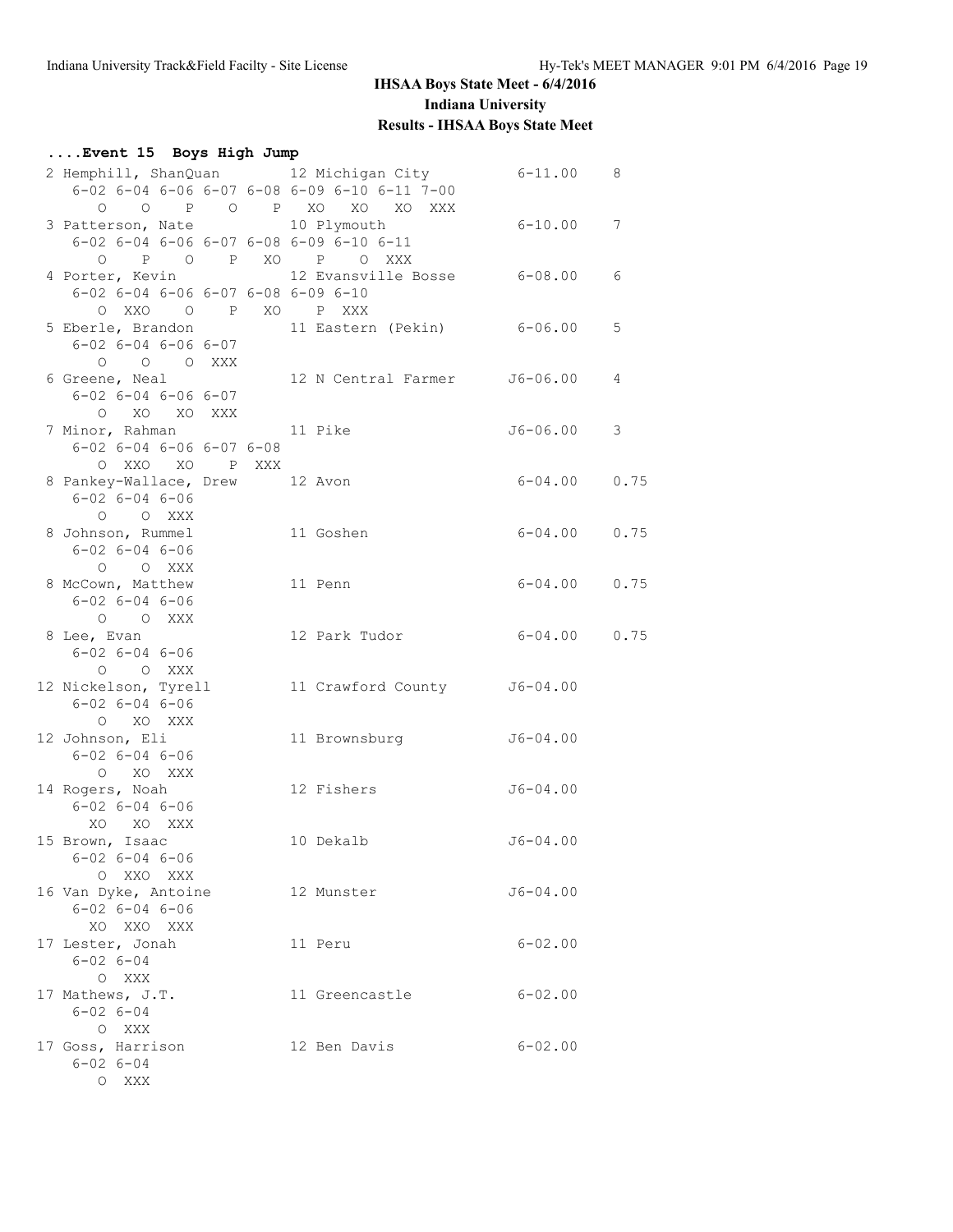# IHSAA Boys State Meet - 6/4/2016

## Indiana University

### Results - IHSAA Boys State Meet

**....Event 15 Boys High Jump**

```
 2 Hemphill, ShanQuan        12 Michigan City          6-11.00    8
    6-02 6-04 6-06 6-07 6-08 6-09 6-10 6-11 7-00
       O    O    P    O    P   XO   XO   XO  XXX
 3 Patterson, Nate           10 Plymouth               6-10.00    7
    6-02 6-04 6-06 6-07 6-08 6-09 6-10 6-11
       O    P    O    P   XO    P    O  XXX
 4 Porter, Kevin             12 Evansville Bosse       6-08.00    6
    6-02 6-04 6-06 6-07 6-08 6-09 6-10
       O  XXO    O    P   XO    P  XXX
 5 Eberle, Brandon           11 Eastern (Pekin)        6-06.00    5
    6-02 6-04 6-06 6-07
       O    O    O  XXX
 6 Greene, Neal              12 N Central Farmer      J6-06.00    4
    6-02 6-04 6-06 6-07
       O   XO   XO  XXX
 7 Minor, Rahman             11 Pike                  J6-06.00    3
    6-02 6-04 6-06 6-07 6-08
       O  XXO   XO    P  XXX
 8 Pankey-Wallace, Drew      12 Avon                   6-04.00    0.75
    6-02 6-04 6-06
       O    O  XXX
 8 Johnson, Rummel           11 Goshen                 6-04.00    0.75
    6-02 6-04 6-06
       O    O  XXX
 8 McCown, Matthew           11 Penn                   6-04.00    0.75
    6-02 6-04 6-06
       O    O  XXX
 8 Lee, Evan                 12 Park Tudor             6-04.00    0.75
    6-02 6-04 6-06
       O    O  XXX
12 Nickelson, Tyrell         11 Crawford County       J6-04.00
    6-02 6-04 6-06
       O   XO  XXX
12 Johnson, Eli              11 Brownsburg            J6-04.00
    6-02 6-04 6-06
       O   XO  XXX
14 Rogers, Noah              12 Fishers               J6-04.00
    6-02 6-04 6-06
      XO   XO  XXX
15 Brown, Isaac              10 Dekalb                J6-04.00
    6-02 6-04 6-06
       O  XXO  XXX
16 Van Dyke, Antoine         12 Munster               J6-04.00
    6-02 6-04 6-06
      XO  XXO  XXX
17 Lester, Jonah             11 Peru                   6-02.00
    6-02 6-04
       O  XXX
17 Mathews, J.T.             11 Greencastle            6-02.00
    6-02 6-04
       O  XXX
17 Goss, Harrison            12 Ben Davis              6-02.00
    6-02 6-04
       O  XXX
```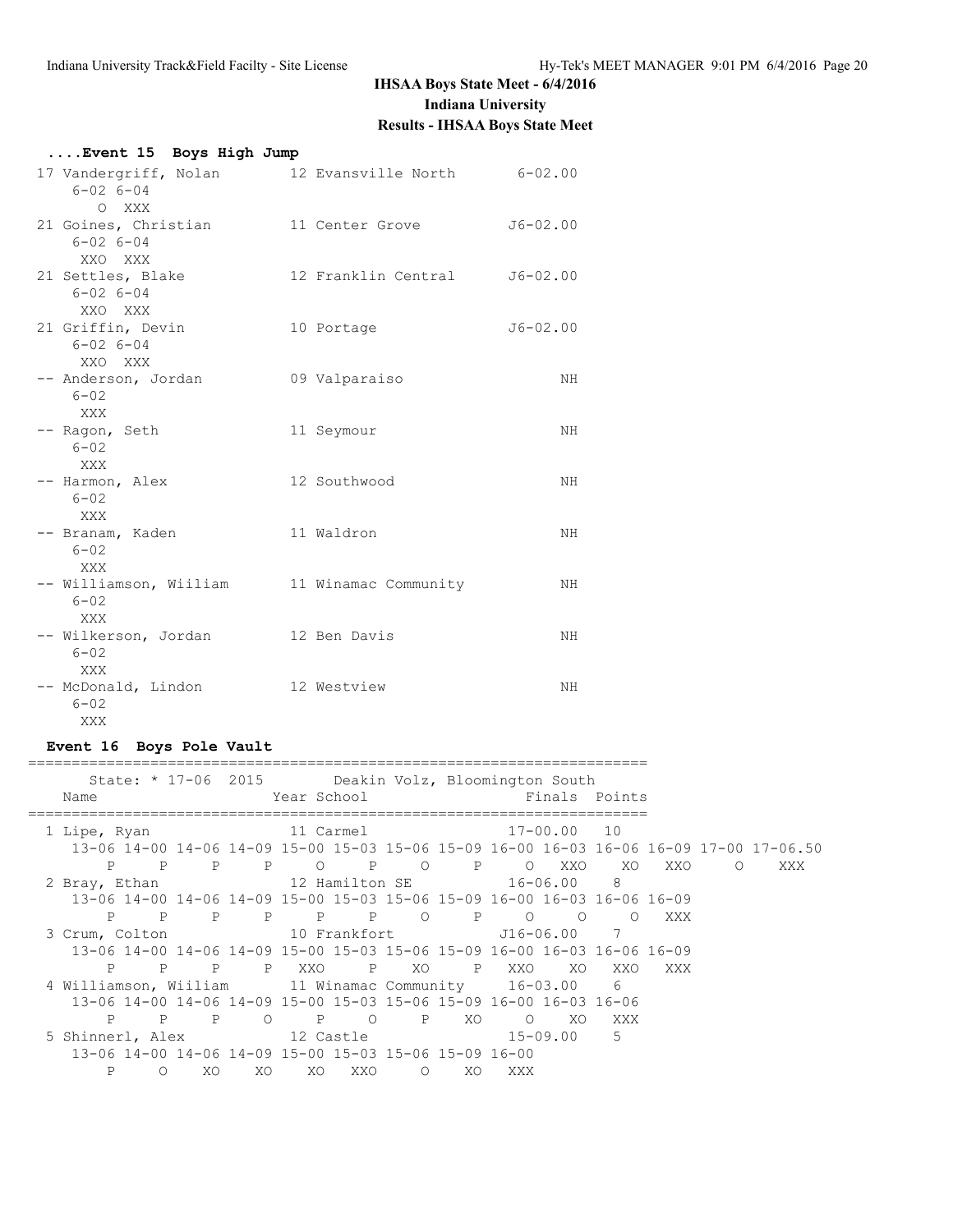# IHSAA Boys State Meet - 6/4/2016

## Indiana University

### Results - IHSAA Boys State Meet

**....Event 15 Boys High Jump**

```
 17 Vandergriff, Nolan         12 Evansville North        6-02.00
     6-02 6-04
        O  XXX
 21 Goines, Christian          11 Center Grove           J6-02.00
     6-02 6-04
      XXO  XXX
 21 Settles, Blake             12 Franklin Central       J6-02.00
     6-02 6-04
      XXO  XXX
 21 Griffin, Devin             10 Portage                J6-02.00
     6-02 6-04
      XXO  XXX
 -- Anderson, Jordan           09 Valparaiso                   NH
     6-02
      XXX
 -- Ragon, Seth                11 Seymour                      NH
     6-02
      XXX
 -- Harmon, Alex               12 Southwood                    NH
     6-02
      XXX
 -- Branam, Kaden              11 Waldron                      NH
     6-02
      XXX
 -- Williamson, Wiiliam        11 Winamac Community            NH
     6-02
      XXX
 -- Wilkerson, Jordan          12 Ben Davis                    NH
     6-02
      XXX
 -- McDonald, Lindon           12 Westview                     NH
     6-02
      XXX
```

**Event 16 Boys Pole Vault**

```
=======================================================================
      State: * 17-06  2015        Deakin Volz, Bloomington South
   Name                    Year School                 Finals  Points
=======================================================================
  1 Lipe, Ryan                11 Carmel                 17-00.00   10
     13-06 14-00 14-06 14-09 15-00 15-03 15-06 15-09 16-00 16-03 16-06 16-09 17-00 17-06.50
         P     P     P     P     O     P     O     P     O   XXO    XO   XXO     O   XXX
  2 Bray, Ethan               12 Hamilton SE            16-06.00    8
     13-06 14-00 14-06 14-09 15-00 15-03 15-06 15-09 16-00 16-03 16-06 16-09
         P     P     P     P     P     P     O     P     O     O     O   XXX
  3 Crum, Colton              10 Frankfort             J16-06.00    7
     13-06 14-00 14-06 14-09 15-00 15-03 15-06 15-09 16-00 16-03 16-06 16-09
         P     P     P     P   XXO     P    XO     P   XXO    XO   XXO   XXX
  4 Williamson, Wiiliam       11 Winamac Community      16-03.00    6
     13-06 14-00 14-06 14-09 15-00 15-03 15-06 15-09 16-00 16-03 16-06
         P     P     P     O     P     O     P    XO     O    XO   XXX
  5 Shinnerl, Alex            12 Castle                 15-09.00    5
     13-06 14-00 14-06 14-09 15-00 15-03 15-06 15-09 16-00
         P     O    XO    XO    XO   XXO     O    XO   XXX
```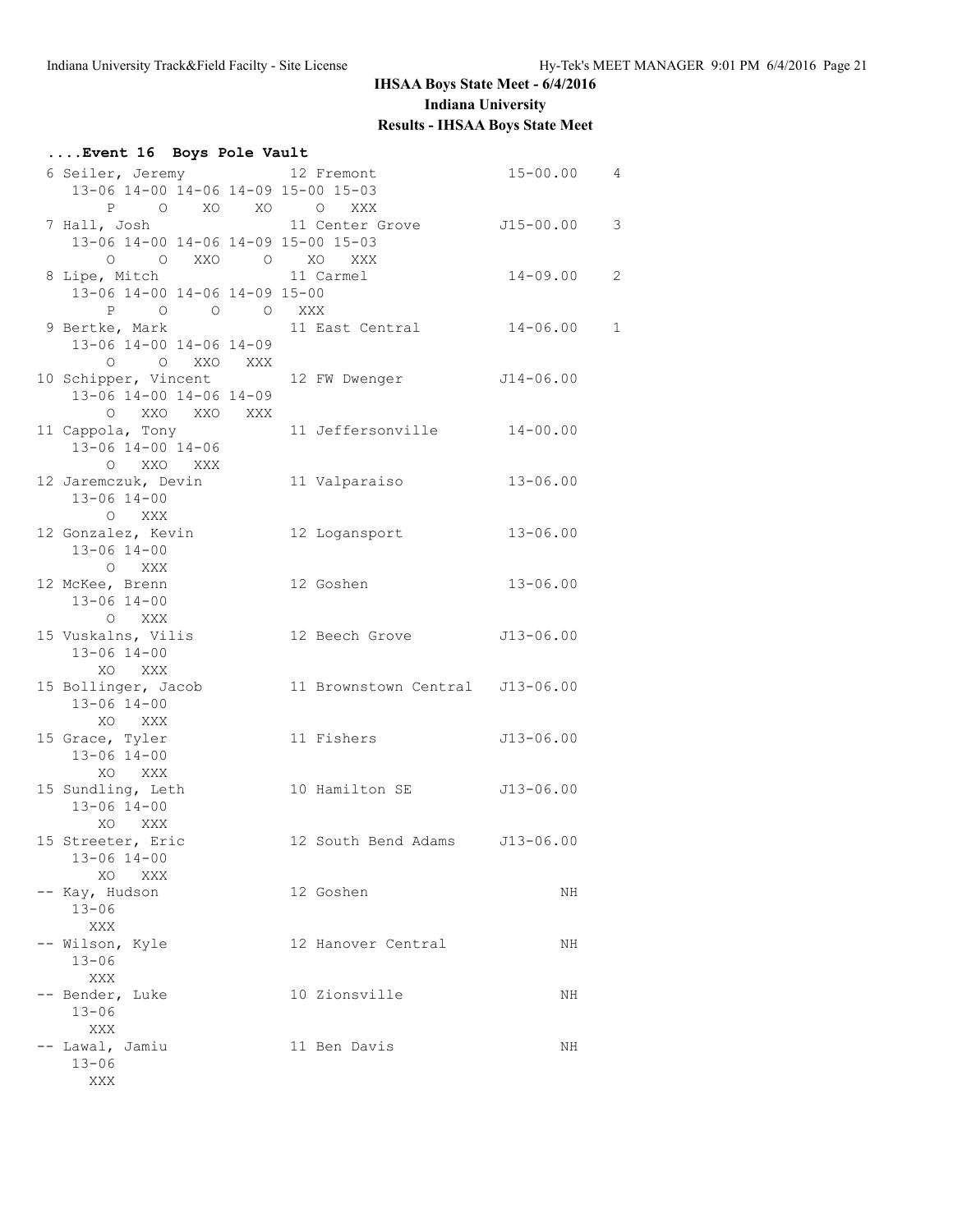# IHSAA Boys State Meet - 6/4/2016

## Indiana University

### Results - IHSAA Boys State Meet

**....Event 16  Boys Pole Vault**

```
 6 Seiler, Jeremy            12 Fremont                15-00.00    4
    13-06 14-00 14-06 14-09 15-00 15-03
        P     O    XO    XO     O   XXX
 7 Hall, Josh                11 Center Grove          J15-00.00    3
    13-06 14-00 14-06 14-09 15-00 15-03
        O     O   XXO     O    XO   XXX
 8 Lipe, Mitch               11 Carmel                 14-09.00    2
    13-06 14-00 14-06 14-09 15-00
        P     O     O     O   XXX
 9 Bertke, Mark              11 East Central           14-06.00    1
    13-06 14-00 14-06 14-09
        O     O   XXO   XXX
10 Schipper, Vincent         12 FW Dwenger            J14-06.00
    13-06 14-00 14-06 14-09
        O   XXO   XXO   XXX
11 Cappola, Tony             11 Jeffersonville         14-00.00
    13-06 14-00 14-06
        O   XXO   XXX
12 Jaremczuk, Devin          11 Valparaiso             13-06.00
    13-06 14-00
        O   XXX
12 Gonzalez, Kevin           12 Logansport             13-06.00
    13-06 14-00
        O   XXX
12 McKee, Brenn              12 Goshen                 13-06.00
    13-06 14-00
        O   XXX
15 Vuskalns, Vilis           12 Beech Grove           J13-06.00
    13-06 14-00
       XO   XXX
15 Bollinger, Jacob          11 Brownstown Central    J13-06.00
    13-06 14-00
       XO   XXX
15 Grace, Tyler              11 Fishers               J13-06.00
    13-06 14-00
       XO   XXX
15 Sundling, Leth            10 Hamilton SE           J13-06.00
    13-06 14-00
       XO   XXX
15 Streeter, Eric            12 South Bend Adams      J13-06.00
    13-06 14-00
       XO   XXX
-- Kay, Hudson               12 Goshen                       NH
    13-06
      XXX
-- Wilson, Kyle              12 Hanover Central              NH
    13-06
      XXX
-- Bender, Luke              10 Zionsville                   NH
    13-06
      XXX
-- Lawal, Jamiu              11 Ben Davis                    NH
    13-06
      XXX
```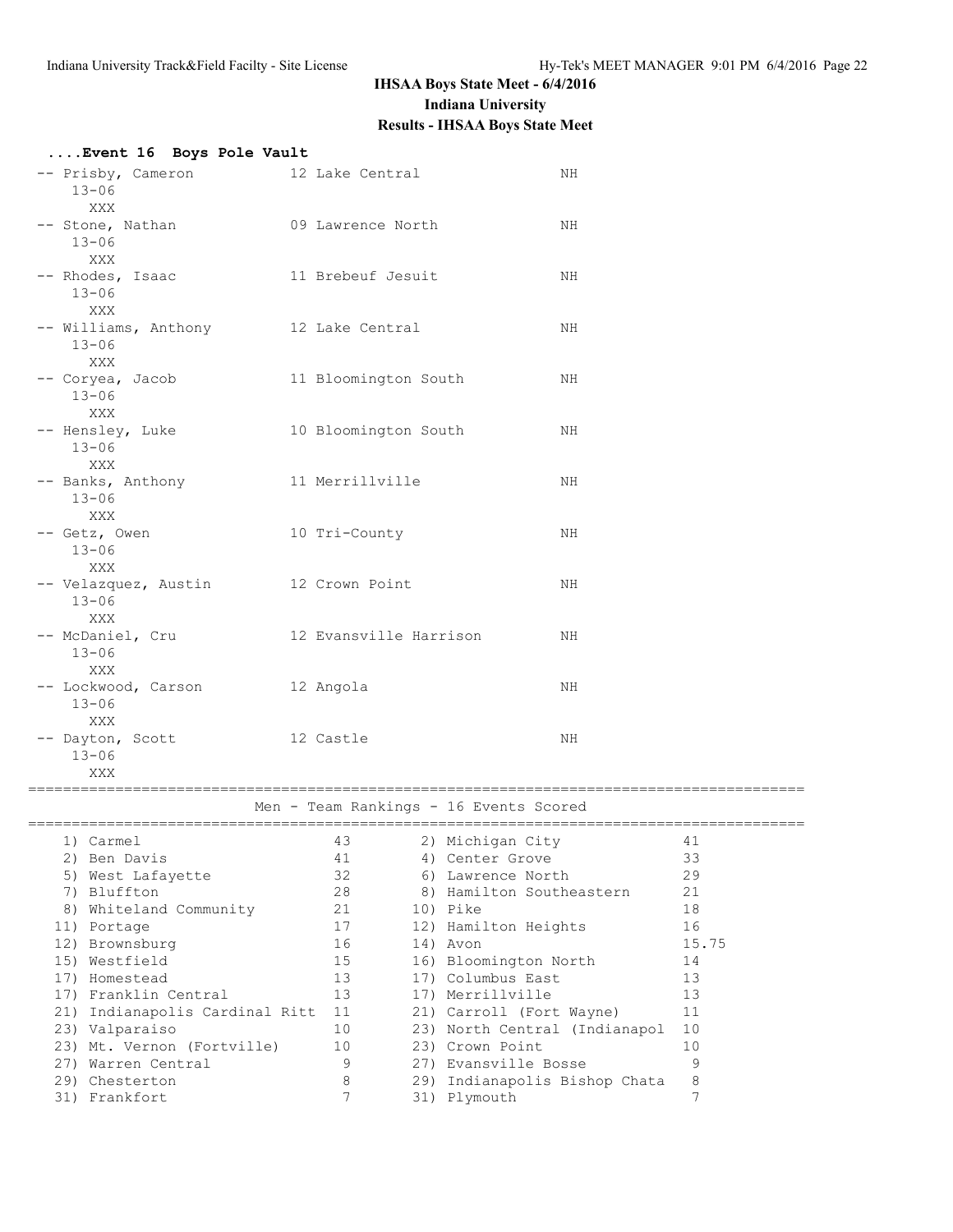# IHSAA Boys State Meet - 6/4/2016

## Indiana University

## Results - IHSAA Boys State Meet

### ....Event 16 Boys Pole Vault

```
 -- Prisby, Cameron           12 Lake Central               NH
    13-06
      XXX
 -- Stone, Nathan             09 Lawrence North             NH
    13-06
      XXX
 -- Rhodes, Isaac             11 Brebeuf Jesuit             NH
    13-06
      XXX
 -- Williams, Anthony         12 Lake Central               NH
    13-06
      XXX
 -- Coryea, Jacob             11 Bloomington South          NH
    13-06
      XXX
 -- Hensley, Luke             10 Bloomington South          NH
    13-06
      XXX
 -- Banks, Anthony            11 Merrillville               NH
    13-06
      XXX
 -- Getz, Owen                10 Tri-County                 NH
    13-06
      XXX
 -- Velazquez, Austin         12 Crown Point                NH
    13-06
      XXX
 -- McDaniel, Cru             12 Evansville Harrison        NH
    13-06
      XXX
 -- Lockwood, Carson          12 Angola                     NH
    13-06
      XXX
 -- Dayton, Scott             12 Castle                     NH
    13-06
      XXX
```

### Men - Team Rankings - 16 Events Scored

| Rank | Team | Points | Rank | Team | Points |
|---|---|---|---|---|---|
| 1) | Carmel | 43 | 2) | Michigan City | 41 |
| 2) | Ben Davis | 41 | 4) | Center Grove | 33 |
| 5) | West Lafayette | 32 | 6) | Lawrence North | 29 |
| 7) | Bluffton | 28 | 8) | Hamilton Southeastern | 21 |
| 8) | Whiteland Community | 21 | 10) | Pike | 18 |
| 11) | Portage | 17 | 12) | Hamilton Heights | 16 |
| 12) | Brownsburg | 16 | 14) | Avon | 15.75 |
| 15) | Westfield | 15 | 16) | Bloomington North | 14 |
| 17) | Homestead | 13 | 17) | Columbus East | 13 |
| 17) | Franklin Central | 13 | 17) | Merrillville | 13 |
| 21) | Indianapolis Cardinal Ritt | 11 | 21) | Carroll (Fort Wayne) | 11 |
| 23) | Valparaiso | 10 | 23) | North Central (Indianapol | 10 |
| 23) | Mt. Vernon (Fortville) | 10 | 23) | Crown Point | 10 |
| 27) | Warren Central | 9 | 27) | Evansville Bosse | 9 |
| 29) | Chesterton | 8 | 29) | Indianapolis Bishop Chata | 8 |
| 31) | Frankfort | 7 | 31) | Plymouth | 7 |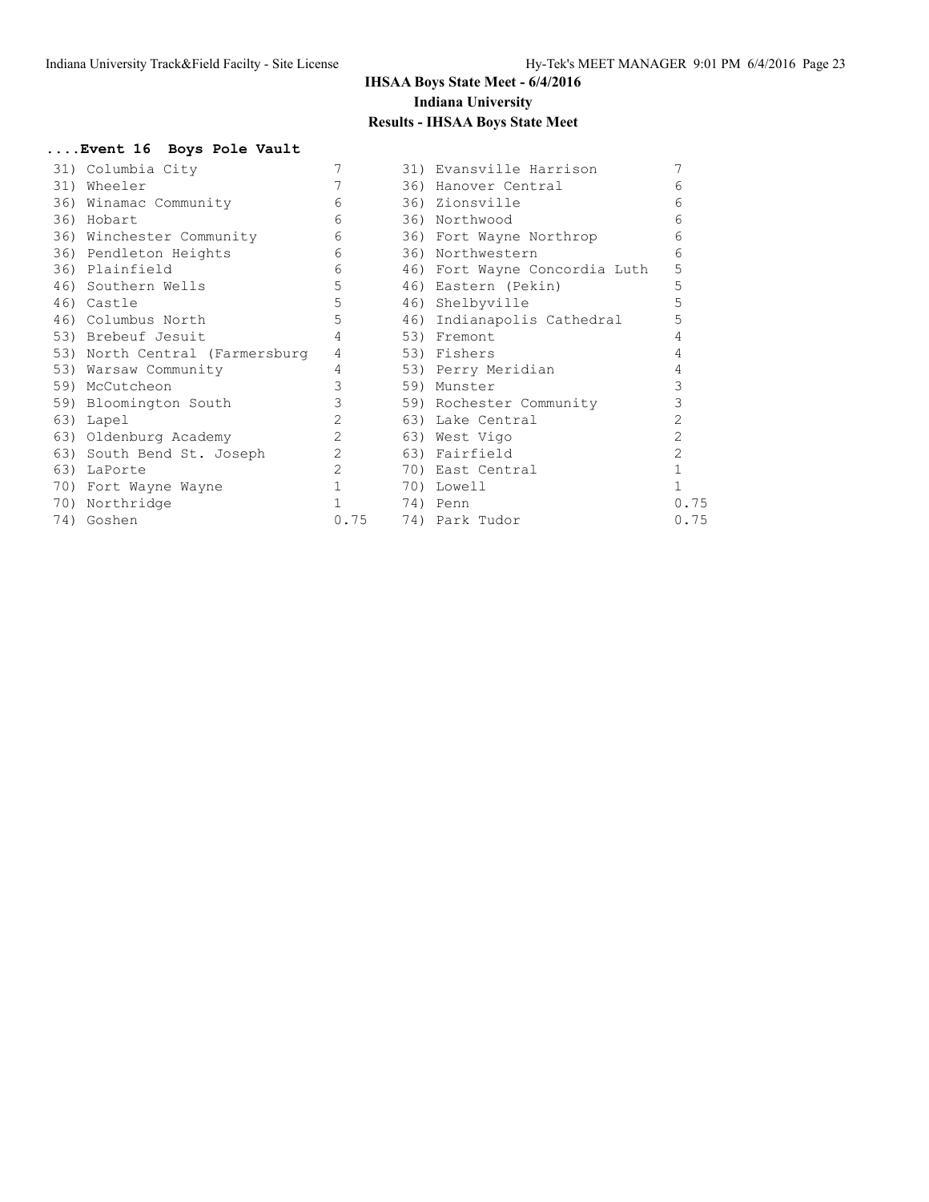# IHSAA Boys State Meet - 6/4/2016

## Indiana University

### Results - IHSAA Boys State Meet

**....Event 16 Boys Pole Vault**

| | | | |
|---|---|---|---|
| 31) Columbia City | 7 | 31) Evansville Harrison | 7 |
| 31) Wheeler | 7 | 36) Hanover Central | 6 |
| 36) Winamac Community | 6 | 36) Zionsville | 6 |
| 36) Hobart | 6 | 36) Northwood | 6 |
| 36) Winchester Community | 6 | 36) Fort Wayne Northrop | 6 |
| 36) Pendleton Heights | 6 | 36) Northwestern | 6 |
| 36) Plainfield | 6 | 46) Fort Wayne Concordia Luth | 5 |
| 46) Southern Wells | 5 | 46) Eastern (Pekin) | 5 |
| 46) Castle | 5 | 46) Shelbyville | 5 |
| 46) Columbus North | 5 | 46) Indianapolis Cathedral | 5 |
| 53) Brebeuf Jesuit | 4 | 53) Fremont | 4 |
| 53) North Central (Farmersburg | 4 | 53) Fishers | 4 |
| 53) Warsaw Community | 4 | 53) Perry Meridian | 4 |
| 59) McCutcheon | 3 | 59) Munster | 3 |
| 59) Bloomington South | 3 | 59) Rochester Community | 3 |
| 63) Lapel | 2 | 63) Lake Central | 2 |
| 63) Oldenburg Academy | 2 | 63) West Vigo | 2 |
| 63) South Bend St. Joseph | 2 | 63) Fairfield | 2 |
| 63) LaPorte | 2 | 70) East Central | 1 |
| 70) Fort Wayne Wayne | 1 | 70) Lowell | 1 |
| 70) Northridge | 1 | 74) Penn | 0.75 |
| 74) Goshen | 0.75 | 74) Park Tudor | 0.75 |